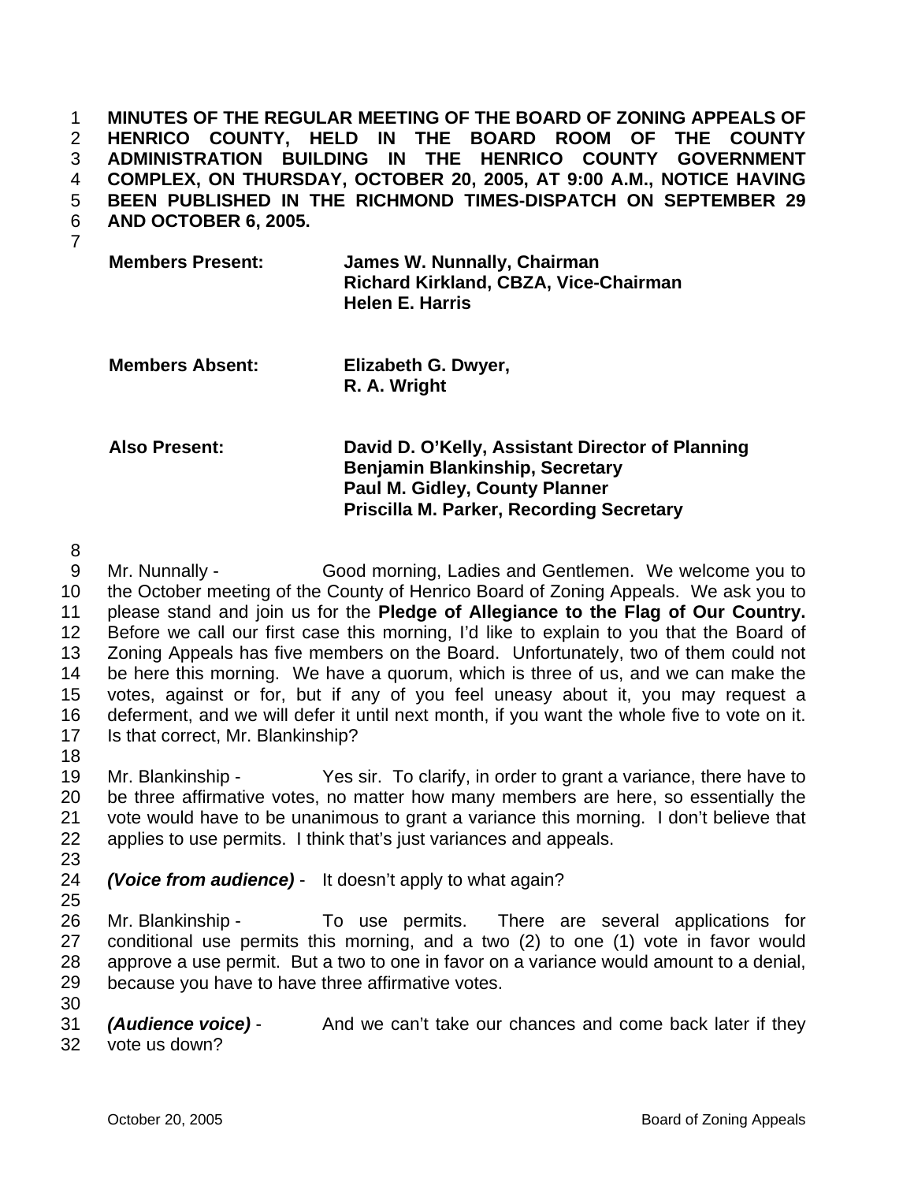**MINUTES OF THE REGULAR MEETING OF THE BOARD OF ZONING APPEALS OF HENRICO COUNTY, HELD IN THE BOARD ROOM OF THE COUNTY ADMINISTRATION BUILDING IN THE HENRICO COUNTY GOVERNMENT COMPLEX, ON THURSDAY, OCTOBER 20, 2005, AT 9:00 A.M., NOTICE HAVING BEEN PUBLISHED IN THE RICHMOND TIMES-DISPATCH ON SEPTEMBER 29 AND OCTOBER 6, 2005.**

| | |
|---|---|
| **Members Present:** | **James W. Nunnally, Chairman**<br>**Richard Kirkland, CBZA, Vice-Chairman**<br>**Helen E. Harris** |
| **Members Absent:** | **Elizabeth G. Dwyer,**<br>**R. A. Wright** |
| **Also Present:** | **David D. O'Kelly, Assistant Director of Planning**<br>**Benjamin Blankinship, Secretary**<br>**Paul M. Gidley, County Planner**<br>**Priscilla M. Parker, Recording Secretary** |

Mr. Nunnally - Good morning, Ladies and Gentlemen. We welcome you to the October meeting of the County of Henrico Board of Zoning Appeals. We ask you to please stand and join us for the **Pledge of Allegiance to the Flag of Our Country.** Before we call our first case this morning, I'd like to explain to you that the Board of Zoning Appeals has five members on the Board. Unfortunately, two of them could not be here this morning. We have a quorum, which is three of us, and we can make the votes, against or for, but if any of you feel uneasy about it, you may request a deferment, and we will defer it until next month, if you want the whole five to vote on it. Is that correct, Mr. Blankinship?

Mr. Blankinship - Yes sir. To clarify, in order to grant a variance, there have to be three affirmative votes, no matter how many members are here, so essentially the vote would have to be unanimous to grant a variance this morning. I don't believe that applies to use permits. I think that's just variances and appeals.

***(Voice from audience)*** - It doesn't apply to what again?

Mr. Blankinship - To use permits. There are several applications for conditional use permits this morning, and a two (2) to one (1) vote in favor would approve a use permit. But a two to one in favor on a variance would amount to a denial, because you have to have three affirmative votes.

***(Audience voice)*** - And we can't take our chances and come back later if they vote us down?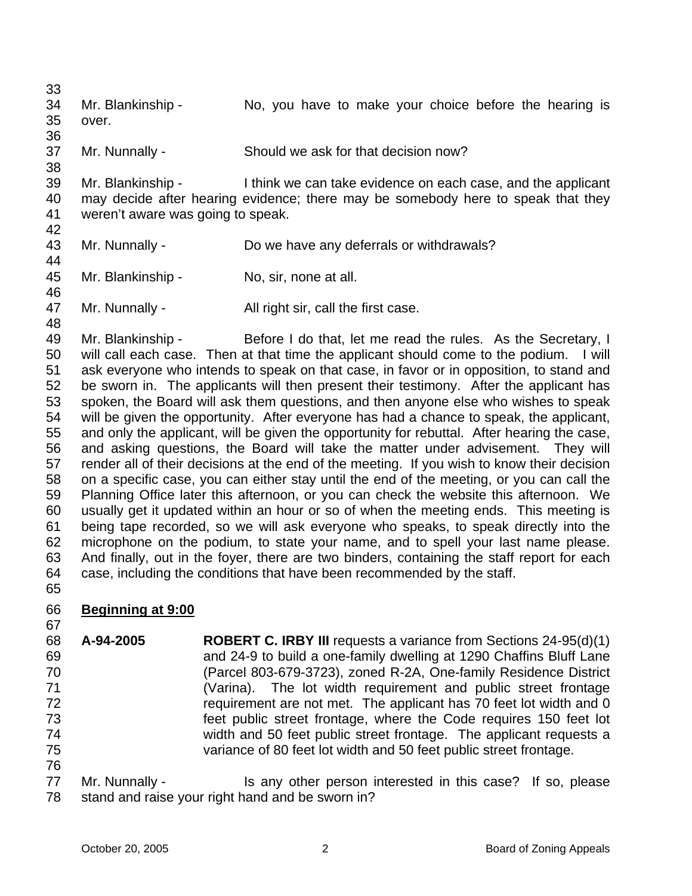Mr. Blankinship - No, you have to make your choice before the hearing is over.

Mr. Nunnally - Should we ask for that decision now?

Mr. Blankinship - I think we can take evidence on each case, and the applicant may decide after hearing evidence; there may be somebody here to speak that they weren't aware was going to speak.

Mr. Nunnally - Do we have any deferrals or withdrawals?

Mr. Blankinship - No, sir, none at all.

Mr. Nunnally - All right sir, call the first case.

Mr. Blankinship - Before I do that, let me read the rules. As the Secretary, I will call each case. Then at that time the applicant should come to the podium. I will ask everyone who intends to speak on that case, in favor or in opposition, to stand and be sworn in. The applicants will then present their testimony. After the applicant has spoken, the Board will ask them questions, and then anyone else who wishes to speak will be given the opportunity. After everyone has had a chance to speak, the applicant, and only the applicant, will be given the opportunity for rebuttal. After hearing the case, and asking questions, the Board will take the matter under advisement. They will render all of their decisions at the end of the meeting. If you wish to know their decision on a specific case, you can either stay until the end of the meeting, or you can call the Planning Office later this afternoon, or you can check the website this afternoon. We usually get it updated within an hour or so of when the meeting ends. This meeting is being tape recorded, so we will ask everyone who speaks, to speak directly into the microphone on the podium, to state your name, and to spell your last name please. And finally, out in the foyer, there are two binders, containing the staff report for each case, including the conditions that have been recommended by the staff.

**Beginning at 9:00**

**A-94-2005** **ROBERT C. IRBY III** requests a variance from Sections 24-95(d)(1) and 24-9 to build a one-family dwelling at 1290 Chaffins Bluff Lane (Parcel 803-679-3723), zoned R-2A, One-family Residence District (Varina). The lot width requirement and public street frontage requirement are not met. The applicant has 70 feet lot width and 0 feet public street frontage, where the Code requires 150 feet lot width and 50 feet public street frontage. The applicant requests a variance of 80 feet lot width and 50 feet public street frontage.

Mr. Nunnally - Is any other person interested in this case? If so, please stand and raise your right hand and be sworn in?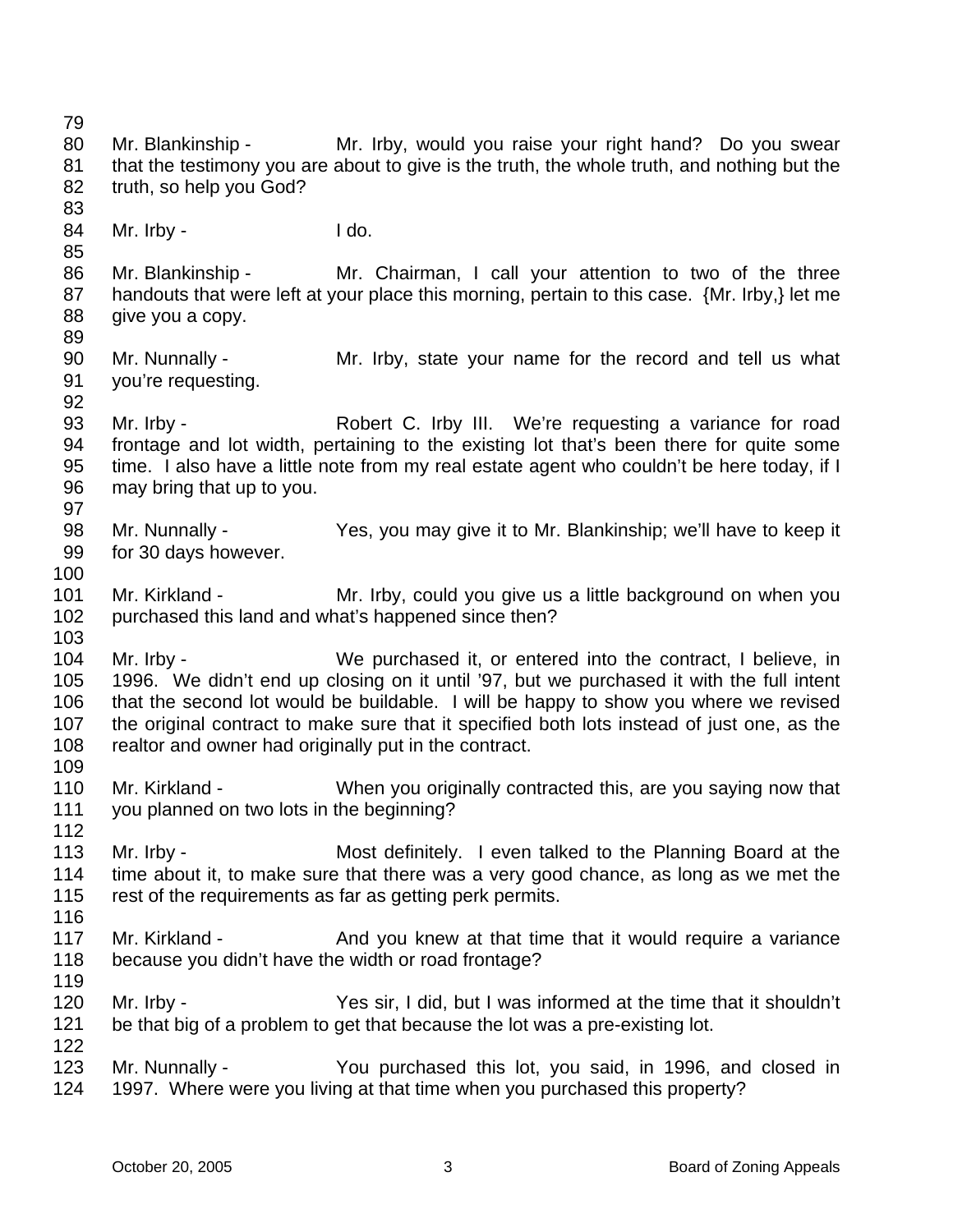Mr. Blankinship - Mr. Irby, would you raise your right hand? Do you swear that the testimony you are about to give is the truth, the whole truth, and nothing but the truth, so help you God?

Mr. Irby - I do.

Mr. Blankinship - Mr. Chairman, I call your attention to two of the three handouts that were left at your place this morning, pertain to this case. {Mr. Irby,} let me give you a copy.

Mr. Nunnally - Mr. Irby, state your name for the record and tell us what you're requesting.

Mr. Irby - Robert C. Irby III. We're requesting a variance for road frontage and lot width, pertaining to the existing lot that's been there for quite some time. I also have a little note from my real estate agent who couldn't be here today, if I may bring that up to you.

Mr. Nunnally - Yes, you may give it to Mr. Blankinship; we'll have to keep it for 30 days however.

Mr. Kirkland - Mr. Irby, could you give us a little background on when you purchased this land and what's happened since then?

Mr. Irby - We purchased it, or entered into the contract, I believe, in 1996. We didn't end up closing on it until '97, but we purchased it with the full intent that the second lot would be buildable. I will be happy to show you where we revised the original contract to make sure that it specified both lots instead of just one, as the realtor and owner had originally put in the contract.

Mr. Kirkland - When you originally contracted this, are you saying now that you planned on two lots in the beginning?

Mr. Irby - Most definitely. I even talked to the Planning Board at the time about it, to make sure that there was a very good chance, as long as we met the rest of the requirements as far as getting perk permits.

Mr. Kirkland - And you knew at that time that it would require a variance because you didn't have the width or road frontage?

Mr. Irby - Yes sir, I did, but I was informed at the time that it shouldn't be that big of a problem to get that because the lot was a pre-existing lot.

Mr. Nunnally - You purchased this lot, you said, in 1996, and closed in 1997. Where were you living at that time when you purchased this property?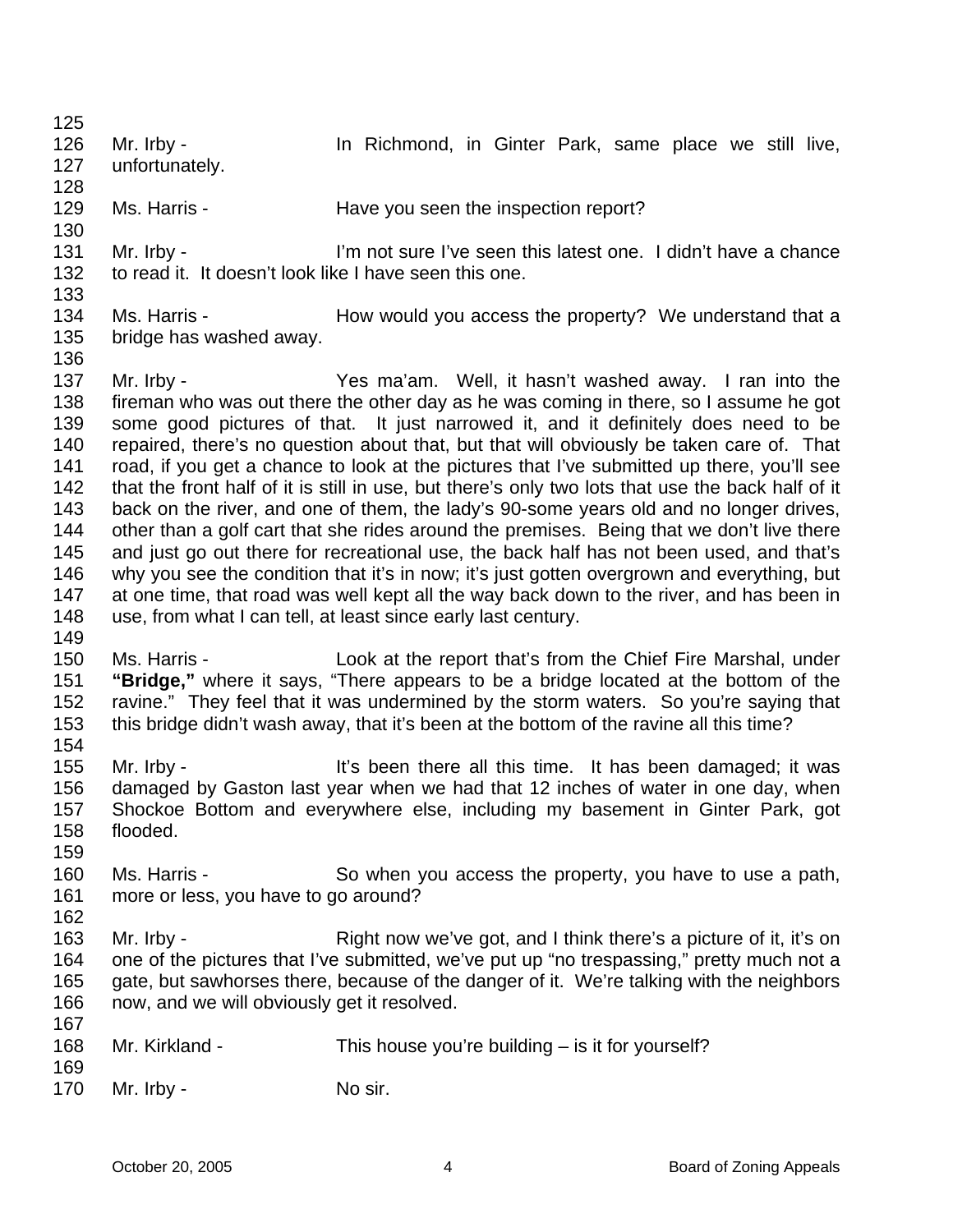Mr. Irby - In Richmond, in Ginter Park, same place we still live, unfortunately.

Ms. Harris - Have you seen the inspection report?

Mr. Irby - I'm not sure I've seen this latest one. I didn't have a chance to read it. It doesn't look like I have seen this one.

Ms. Harris - How would you access the property? We understand that a bridge has washed away.

Mr. Irby - Yes ma'am. Well, it hasn't washed away. I ran into the fireman who was out there the other day as he was coming in there, so I assume he got some good pictures of that. It just narrowed it, and it definitely does need to be repaired, there's no question about that, but that will obviously be taken care of. That road, if you get a chance to look at the pictures that I've submitted up there, you'll see that the front half of it is still in use, but there's only two lots that use the back half of it back on the river, and one of them, the lady's 90-some years old and no longer drives, other than a golf cart that she rides around the premises. Being that we don't live there and just go out there for recreational use, the back half has not been used, and that's why you see the condition that it's in now; it's just gotten overgrown and everything, but at one time, that road was well kept all the way back down to the river, and has been in use, from what I can tell, at least since early last century.

Ms. Harris - Look at the report that's from the Chief Fire Marshal, under **"Bridge,"** where it says, "There appears to be a bridge located at the bottom of the ravine." They feel that it was undermined by the storm waters. So you're saying that this bridge didn't wash away, that it's been at the bottom of the ravine all this time?

Mr. Irby - It's been there all this time. It has been damaged; it was damaged by Gaston last year when we had that 12 inches of water in one day, when Shockoe Bottom and everywhere else, including my basement in Ginter Park, got flooded.

Ms. Harris - So when you access the property, you have to use a path, more or less, you have to go around?

Mr. Irby - Right now we've got, and I think there's a picture of it, it's on one of the pictures that I've submitted, we've put up "no trespassing," pretty much not a gate, but sawhorses there, because of the danger of it. We're talking with the neighbors now, and we will obviously get it resolved.

Mr. Kirkland - This house you're building – is it for yourself?

Mr. Irby - No sir.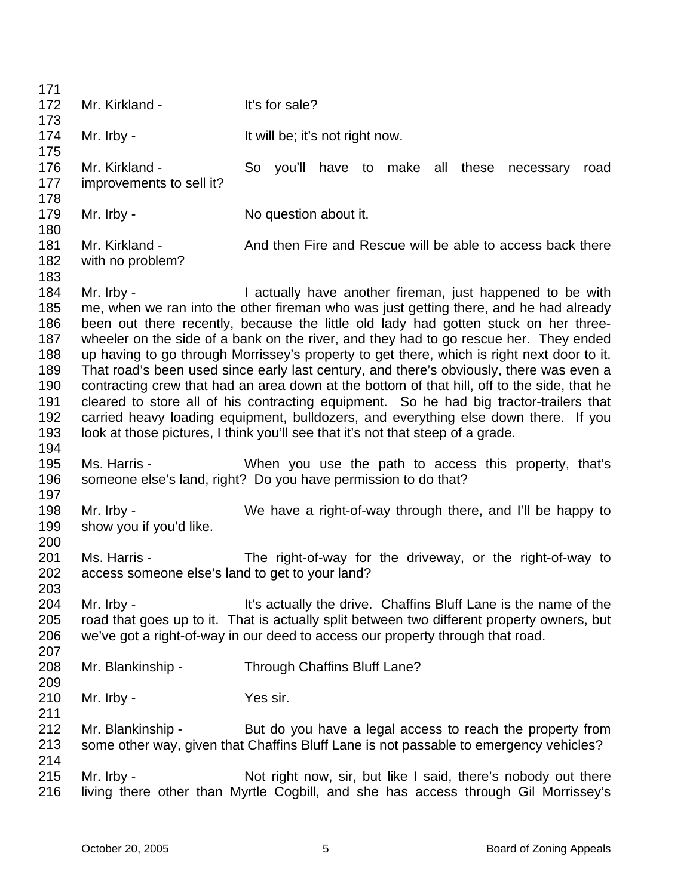Mr. Kirkland - It's for sale?

Mr. Irby - It will be; it's not right now.

Mr. Kirkland - So you'll have to make all these necessary road improvements to sell it?

Mr. Irby - No question about it.

Mr. Kirkland - And then Fire and Rescue will be able to access back there with no problem?

Mr. Irby - I actually have another fireman, just happened to be with me, when we ran into the other fireman who was just getting there, and he had already been out there recently, because the little old lady had gotten stuck on her three-wheeler on the side of a bank on the river, and they had to go rescue her. They ended up having to go through Morrissey's property to get there, which is right next door to it. That road's been used since early last century, and there's obviously, there was even a contracting crew that had an area down at the bottom of that hill, off to the side, that he cleared to store all of his contracting equipment. So he had big tractor-trailers that carried heavy loading equipment, bulldozers, and everything else down there. If you look at those pictures, I think you'll see that it's not that steep of a grade.

Ms. Harris - When you use the path to access this property, that's someone else's land, right? Do you have permission to do that?

Mr. Irby - We have a right-of-way through there, and I'll be happy to show you if you'd like.

Ms. Harris - The right-of-way for the driveway, or the right-of-way to access someone else's land to get to your land?

Mr. Irby - It's actually the drive. Chaffins Bluff Lane is the name of the road that goes up to it. That is actually split between two different property owners, but we've got a right-of-way in our deed to access our property through that road.

Mr. Blankinship - Through Chaffins Bluff Lane?

Mr. Irby - Yes sir.

Mr. Blankinship - But do you have a legal access to reach the property from some other way, given that Chaffins Bluff Lane is not passable to emergency vehicles?

Mr. Irby - Not right now, sir, but like I said, there's nobody out there living there other than Myrtle Cogbill, and she has access through Gil Morrissey's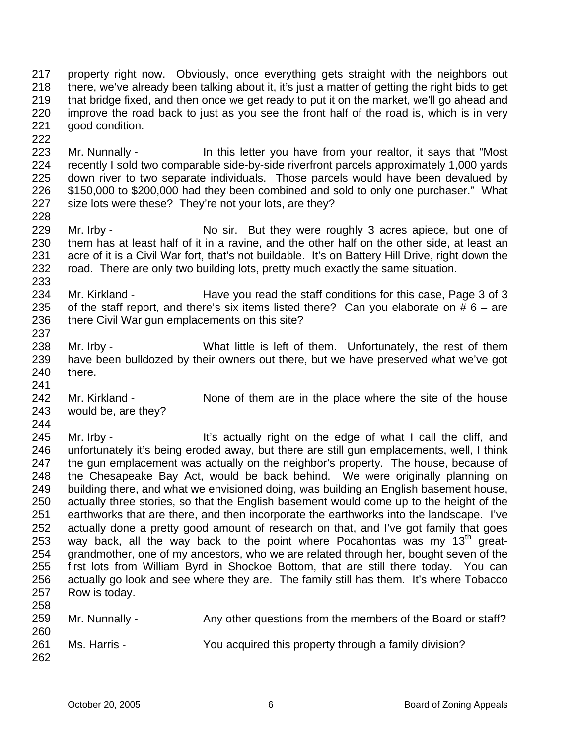property right now. Obviously, once everything gets straight with the neighbors out there, we've already been talking about it, it's just a matter of getting the right bids to get that bridge fixed, and then once we get ready to put it on the market, we'll go ahead and improve the road back to just as you see the front half of the road is, which is in very good condition.

Mr. Nunnally - In this letter you have from your realtor, it says that "Most recently I sold two comparable side-by-side riverfront parcels approximately 1,000 yards down river to two separate individuals. Those parcels would have been devalued by \$150,000 to \$200,000 had they been combined and sold to only one purchaser." What size lots were these? They're not your lots, are they?

Mr. Irby - No sir. But they were roughly 3 acres apiece, but one of them has at least half of it in a ravine, and the other half on the other side, at least an acre of it is a Civil War fort, that's not buildable. It's on Battery Hill Drive, right down the road. There are only two building lots, pretty much exactly the same situation.

Mr. Kirkland - Have you read the staff conditions for this case, Page 3 of 3 of the staff report, and there's six items listed there? Can you elaborate on # 6 – are there Civil War gun emplacements on this site?

Mr. Irby - What little is left of them. Unfortunately, the rest of them have been bulldozed by their owners out there, but we have preserved what we've got there.

Mr. Kirkland - None of them are in the place where the site of the house would be, are they?

Mr. Irby - It's actually right on the edge of what I call the cliff, and unfortunately it's being eroded away, but there are still gun emplacements, well, I think the gun emplacement was actually on the neighbor's property. The house, because of the Chesapeake Bay Act, would be back behind. We were originally planning on building there, and what we envisioned doing, was building an English basement house, actually three stories, so that the English basement would come up to the height of the earthworks that are there, and then incorporate the earthworks into the landscape. I've actually done a pretty good amount of research on that, and I've got family that goes way back, all the way back to the point where Pocahontas was my 13th great-grandmother, one of my ancestors, who we are related through her, bought seven of the first lots from William Byrd in Shockoe Bottom, that are still there today. You can actually go look and see where they are. The family still has them. It's where Tobacco Row is today.

Mr. Nunnally - Any other questions from the members of the Board or staff?

Ms. Harris - You acquired this property through a family division?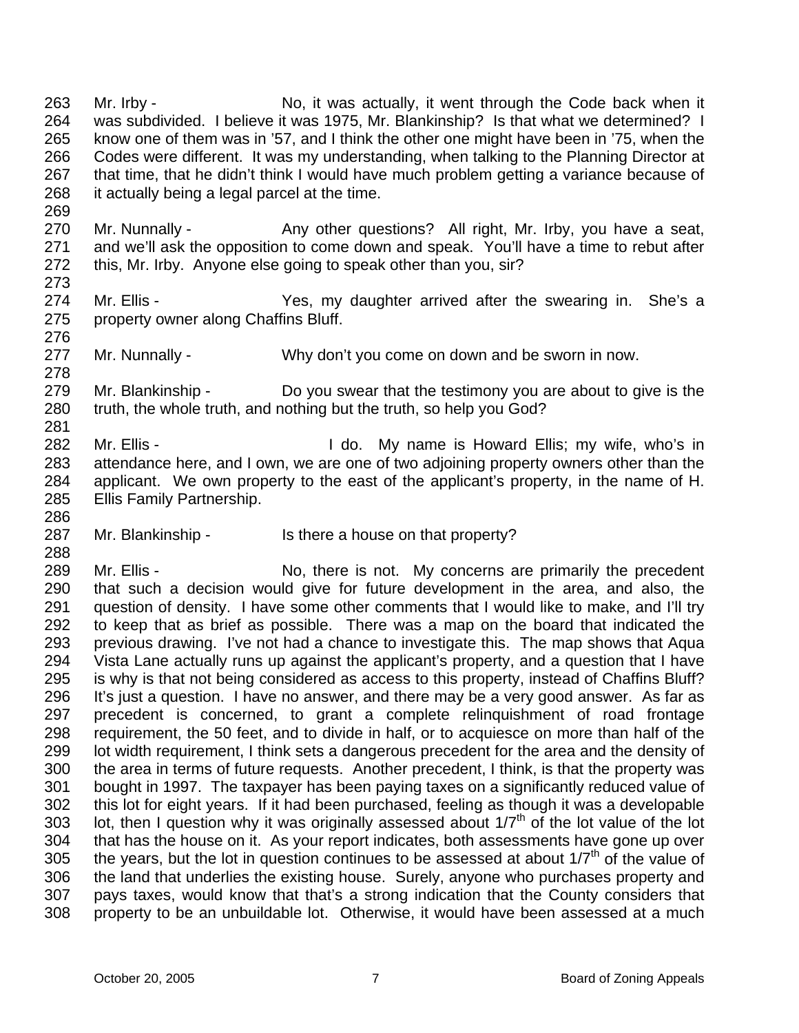263 Mr. Irby - No, it was actually, it went through the Code back when it
264 was subdivided. I believe it was 1975, Mr. Blankinship? Is that what we determined? I
265 know one of them was in '57, and I think the other one might have been in '75, when the
266 Codes were different. It was my understanding, when talking to the Planning Director at
267 that time, that he didn't think I would have much problem getting a variance because of
268 it actually being a legal parcel at the time.
269
270 Mr. Nunnally - Any other questions? All right, Mr. Irby, you have a seat,
271 and we'll ask the opposition to come down and speak. You'll have a time to rebut after
272 this, Mr. Irby. Anyone else going to speak other than you, sir?
273
274 Mr. Ellis - Yes, my daughter arrived after the swearing in. She's a
275 property owner along Chaffins Bluff.
276
277 Mr. Nunnally - Why don't you come on down and be sworn in now.
278
279 Mr. Blankinship - Do you swear that the testimony you are about to give is the
280 truth, the whole truth, and nothing but the truth, so help you God?
281
282 Mr. Ellis - I do. My name is Howard Ellis; my wife, who's in
283 attendance here, and I own, we are one of two adjoining property owners other than the
284 applicant. We own property to the east of the applicant's property, in the name of H.
285 Ellis Family Partnership.
286
287 Mr. Blankinship - Is there a house on that property?
288
289 Mr. Ellis - No, there is not. My concerns are primarily the precedent
290 that such a decision would give for future development in the area, and also, the
291 question of density. I have some other comments that I would like to make, and I'll try
292 to keep that as brief as possible. There was a map on the board that indicated the
293 previous drawing. I've not had a chance to investigate this. The map shows that Aqua
294 Vista Lane actually runs up against the applicant's property, and a question that I have
295 is why is that not being considered as access to this property, instead of Chaffins Bluff?
296 It's just a question. I have no answer, and there may be a very good answer. As far as
297 precedent is concerned, to grant a complete relinquishment of road frontage
298 requirement, the 50 feet, and to divide in half, or to acquiesce on more than half of the
299 lot width requirement, I think sets a dangerous precedent for the area and the density of
300 the area in terms of future requests. Another precedent, I think, is that the property was
301 bought in 1997. The taxpayer has been paying taxes on a significantly reduced value of
302 this lot for eight years. If it had been purchased, feeling as though it was a developable
303 lot, then I question why it was originally assessed about 1/7th of the lot value of the lot
304 that has the house on it. As your report indicates, both assessments have gone up over
305 the years, but the lot in question continues to be assessed at about 1/7th of the value of
306 the land that underlies the existing house. Surely, anyone who purchases property and
307 pays taxes, would know that that's a strong indication that the County considers that
308 property to be an unbuildable lot. Otherwise, it would have been assessed at a much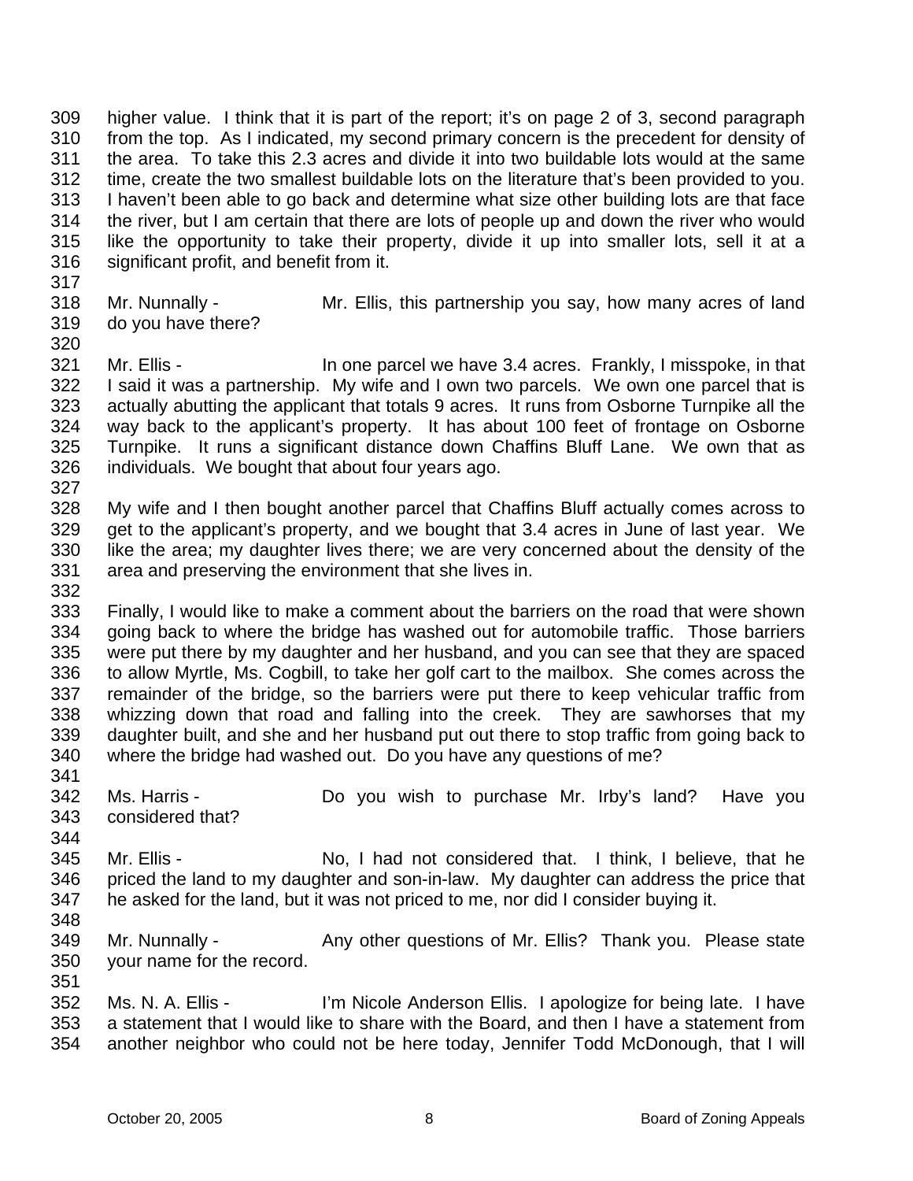309 higher value. I think that it is part of the report; it's on page 2 of 3, second paragraph
310 from the top. As I indicated, my second primary concern is the precedent for density of
311 the area. To take this 2.3 acres and divide it into two buildable lots would at the same
312 time, create the two smallest buildable lots on the literature that's been provided to you.
313 I haven't been able to go back and determine what size other building lots are that face
314 the river, but I am certain that there are lots of people up and down the river who would
315 like the opportunity to take their property, divide it up into smaller lots, sell it at a
316 significant profit, and benefit from it.
317
318 Mr. Nunnally - Mr. Ellis, this partnership you say, how many acres of land
319 do you have there?
320
321 Mr. Ellis - In one parcel we have 3.4 acres. Frankly, I misspoke, in that
322 I said it was a partnership. My wife and I own two parcels. We own one parcel that is
323 actually abutting the applicant that totals 9 acres. It runs from Osborne Turnpike all the
324 way back to the applicant's property. It has about 100 feet of frontage on Osborne
325 Turnpike. It runs a significant distance down Chaffins Bluff Lane. We own that as
326 individuals. We bought that about four years ago.
327
328 My wife and I then bought another parcel that Chaffins Bluff actually comes across to
329 get to the applicant's property, and we bought that 3.4 acres in June of last year. We
330 like the area; my daughter lives there; we are very concerned about the density of the
331 area and preserving the environment that she lives in.
332
333 Finally, I would like to make a comment about the barriers on the road that were shown
334 going back to where the bridge has washed out for automobile traffic. Those barriers
335 were put there by my daughter and her husband, and you can see that they are spaced
336 to allow Myrtle, Ms. Cogbill, to take her golf cart to the mailbox. She comes across the
337 remainder of the bridge, so the barriers were put there to keep vehicular traffic from
338 whizzing down that road and falling into the creek. They are sawhorses that my
339 daughter built, and she and her husband put out there to stop traffic from going back to
340 where the bridge had washed out. Do you have any questions of me?
341
342 Ms. Harris - Do you wish to purchase Mr. Irby's land? Have you
343 considered that?
344
345 Mr. Ellis - No, I had not considered that. I think, I believe, that he
346 priced the land to my daughter and son-in-law. My daughter can address the price that
347 he asked for the land, but it was not priced to me, nor did I consider buying it.
348
349 Mr. Nunnally - Any other questions of Mr. Ellis? Thank you. Please state
350 your name for the record.
351
352 Ms. N. A. Ellis - I'm Nicole Anderson Ellis. I apologize for being late. I have
353 a statement that I would like to share with the Board, and then I have a statement from
354 another neighbor who could not be here today, Jennifer Todd McDonough, that I will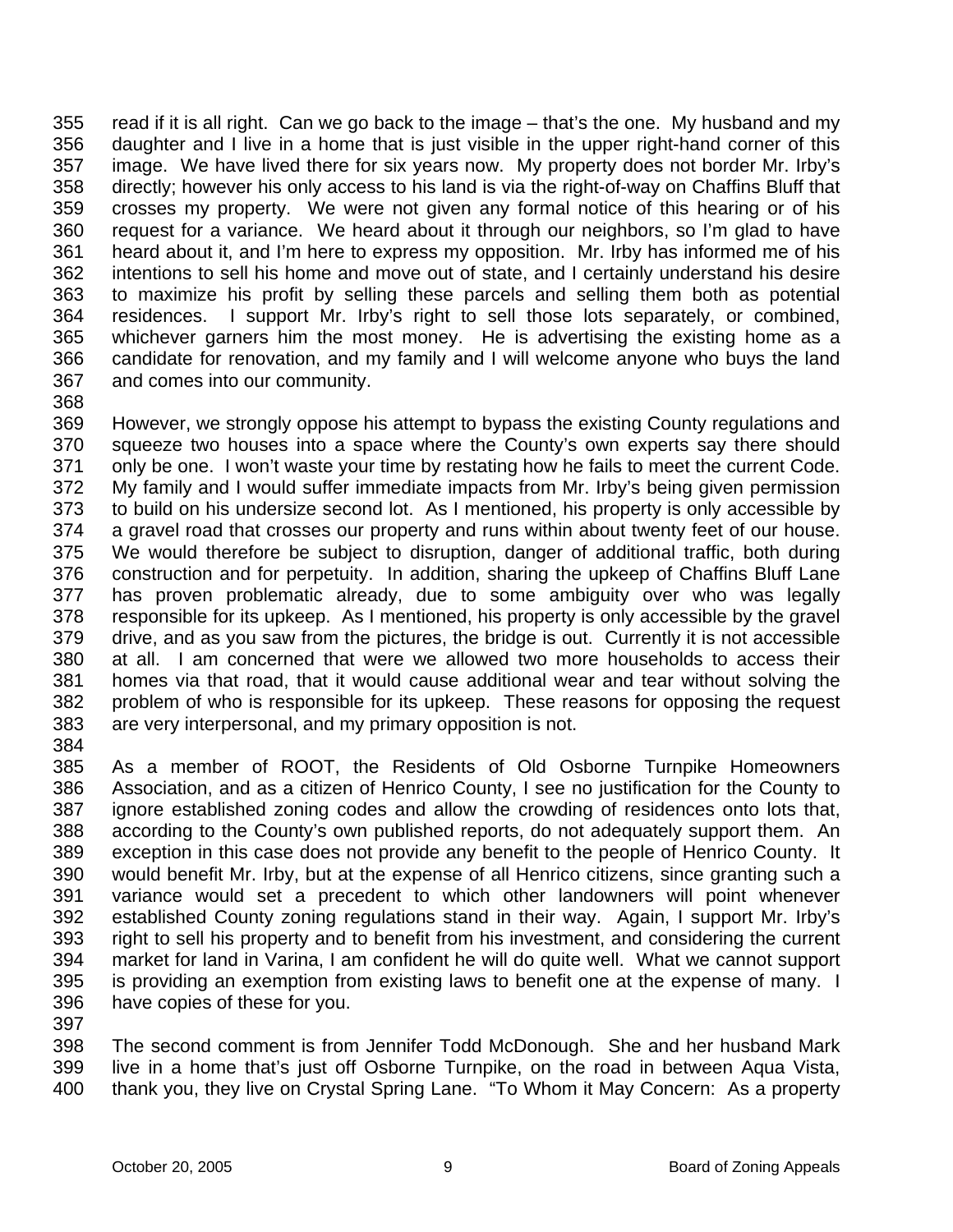355 read if it is all right. Can we go back to the image – that's the one. My husband and my
356 daughter and I live in a home that is just visible in the upper right-hand corner of this
357 image. We have lived there for six years now. My property does not border Mr. Irby's
358 directly; however his only access to his land is via the right-of-way on Chaffins Bluff that
359 crosses my property. We were not given any formal notice of this hearing or of his
360 request for a variance. We heard about it through our neighbors, so I'm glad to have
361 heard about it, and I'm here to express my opposition. Mr. Irby has informed me of his
362 intentions to sell his home and move out of state, and I certainly understand his desire
363 to maximize his profit by selling these parcels and selling them both as potential
364 residences. I support Mr. Irby's right to sell those lots separately, or combined,
365 whichever garners him the most money. He is advertising the existing home as a
366 candidate for renovation, and my family and I will welcome anyone who buys the land
367 and comes into our community.
368
369 However, we strongly oppose his attempt to bypass the existing County regulations and
370 squeeze two houses into a space where the County's own experts say there should
371 only be one. I won't waste your time by restating how he fails to meet the current Code.
372 My family and I would suffer immediate impacts from Mr. Irby's being given permission
373 to build on his undersize second lot. As I mentioned, his property is only accessible by
374 a gravel road that crosses our property and runs within about twenty feet of our house.
375 We would therefore be subject to disruption, danger of additional traffic, both during
376 construction and for perpetuity. In addition, sharing the upkeep of Chaffins Bluff Lane
377 has proven problematic already, due to some ambiguity over who was legally
378 responsible for its upkeep. As I mentioned, his property is only accessible by the gravel
379 drive, and as you saw from the pictures, the bridge is out. Currently it is not accessible
380 at all. I am concerned that were we allowed two more households to access their
381 homes via that road, that it would cause additional wear and tear without solving the
382 problem of who is responsible for its upkeep. These reasons for opposing the request
383 are very interpersonal, and my primary opposition is not.
384
385 As a member of ROOT, the Residents of Old Osborne Turnpike Homeowners
386 Association, and as a citizen of Henrico County, I see no justification for the County to
387 ignore established zoning codes and allow the crowding of residences onto lots that,
388 according to the County's own published reports, do not adequately support them. An
389 exception in this case does not provide any benefit to the people of Henrico County. It
390 would benefit Mr. Irby, but at the expense of all Henrico citizens, since granting such a
391 variance would set a precedent to which other landowners will point whenever
392 established County zoning regulations stand in their way. Again, I support Mr. Irby's
393 right to sell his property and to benefit from his investment, and considering the current
394 market for land in Varina, I am confident he will do quite well. What we cannot support
395 is providing an exemption from existing laws to benefit one at the expense of many. I
396 have copies of these for you.
397
398 The second comment is from Jennifer Todd McDonough. She and her husband Mark
399 live in a home that's just off Osborne Turnpike, on the road in between Aqua Vista,
400 thank you, they live on Crystal Spring Lane. "To Whom it May Concern: As a property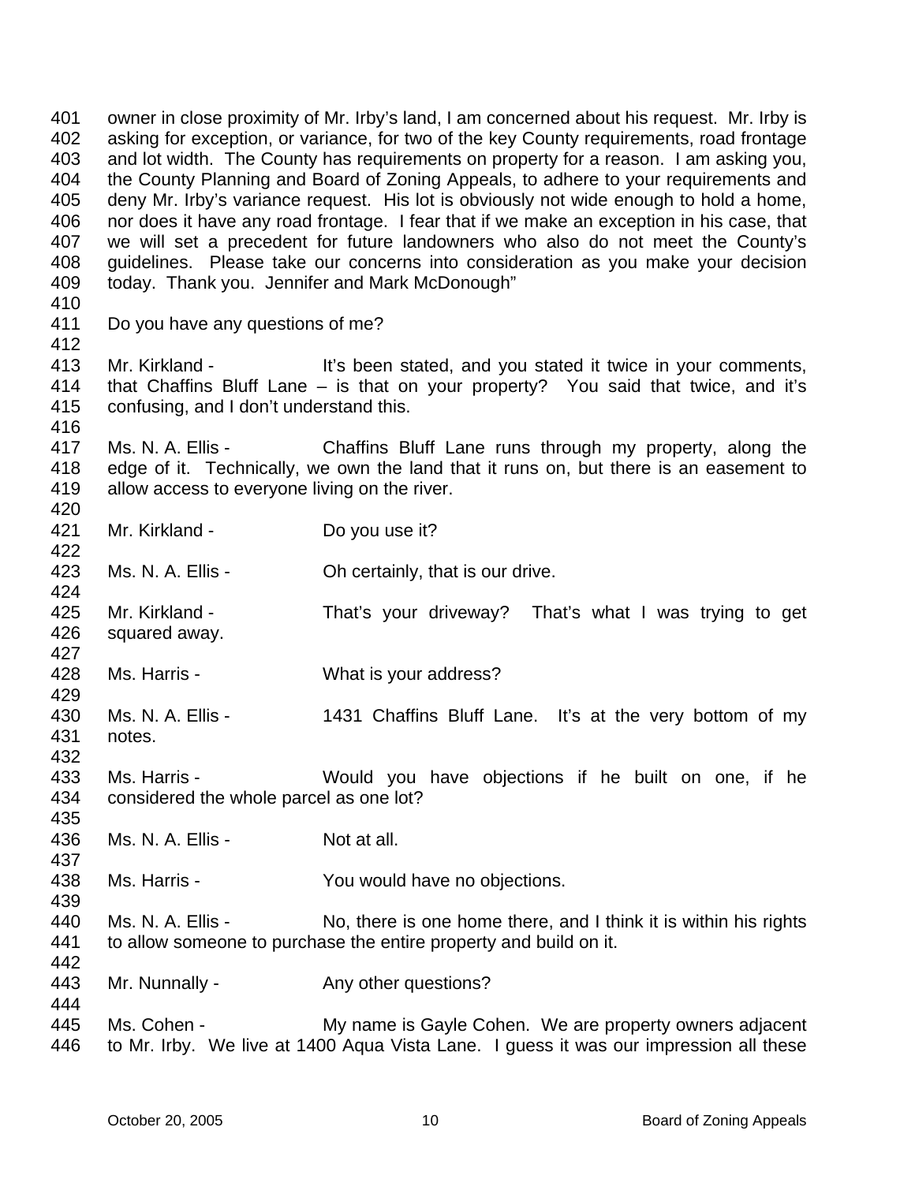owner in close proximity of Mr. Irby's land, I am concerned about his request. Mr. Irby is asking for exception, or variance, for two of the key County requirements, road frontage and lot width. The County has requirements on property for a reason. I am asking you, the County Planning and Board of Zoning Appeals, to adhere to your requirements and deny Mr. Irby's variance request. His lot is obviously not wide enough to hold a home, nor does it have any road frontage. I fear that if we make an exception in his case, that we will set a precedent for future landowners who also do not meet the County's guidelines. Please take our concerns into consideration as you make your decision today. Thank you. Jennifer and Mark McDonough"

Do you have any questions of me?

Mr. Kirkland - It's been stated, and you stated it twice in your comments, that Chaffins Bluff Lane – is that on your property? You said that twice, and it's confusing, and I don't understand this.

Ms. N. A. Ellis - Chaffins Bluff Lane runs through my property, along the edge of it. Technically, we own the land that it runs on, but there is an easement to allow access to everyone living on the river.

Mr. Kirkland - Do you use it?

Ms. N. A. Ellis - Oh certainly, that is our drive.

Mr. Kirkland - That's your driveway? That's what I was trying to get squared away.

Ms. Harris - What is your address?

Ms. N. A. Ellis - 1431 Chaffins Bluff Lane. It's at the very bottom of my notes.

Ms. Harris - Would you have objections if he built on one, if he considered the whole parcel as one lot?

Ms. N. A. Ellis - Not at all.

Ms. Harris - You would have no objections.

Ms. N. A. Ellis - No, there is one home there, and I think it is within his rights to allow someone to purchase the entire property and build on it.

Mr. Nunnally - Any other questions?

Ms. Cohen - My name is Gayle Cohen. We are property owners adjacent to Mr. Irby. We live at 1400 Aqua Vista Lane. I guess it was our impression all these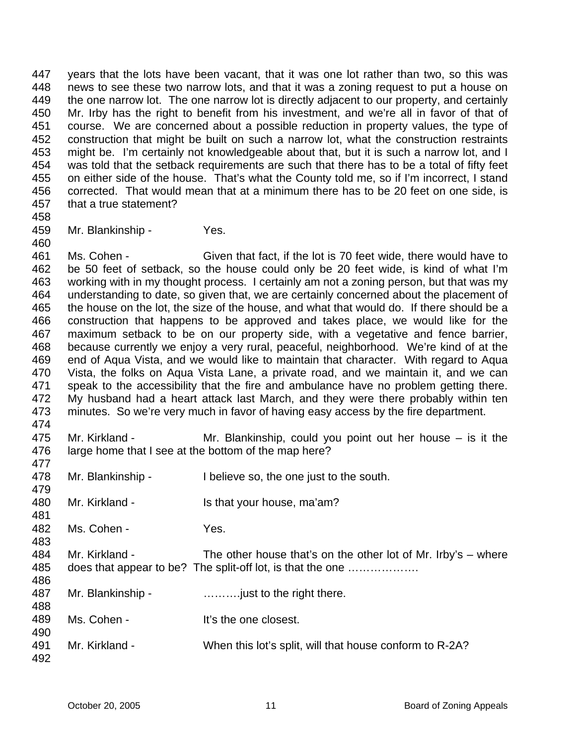years that the lots have been vacant, that it was one lot rather than two, so this was news to see these two narrow lots, and that it was a zoning request to put a house on the one narrow lot. The one narrow lot is directly adjacent to our property, and certainly Mr. Irby has the right to benefit from his investment, and we're all in favor of that of course. We are concerned about a possible reduction in property values, the type of construction that might be built on such a narrow lot, what the construction restraints might be. I'm certainly not knowledgeable about that, but it is such a narrow lot, and I was told that the setback requirements are such that there has to be a total of fifty feet on either side of the house. That's what the County told me, so if I'm incorrect, I stand corrected. That would mean that at a minimum there has to be 20 feet on one side, is that a true statement?

Mr. Blankinship - Yes.

Ms. Cohen - Given that fact, if the lot is 70 feet wide, there would have to be 50 feet of setback, so the house could only be 20 feet wide, is kind of what I'm working with in my thought process. I certainly am not a zoning person, but that was my understanding to date, so given that, we are certainly concerned about the placement of the house on the lot, the size of the house, and what that would do. If there should be a construction that happens to be approved and takes place, we would like for the maximum setback to be on our property side, with a vegetative and fence barrier, because currently we enjoy a very rural, peaceful, neighborhood. We're kind of at the end of Aqua Vista, and we would like to maintain that character. With regard to Aqua Vista, the folks on Aqua Vista Lane, a private road, and we maintain it, and we can speak to the accessibility that the fire and ambulance have no problem getting there. My husband had a heart attack last March, and they were there probably within ten minutes. So we're very much in favor of having easy access by the fire department.

Mr. Kirkland - Mr. Blankinship, could you point out her house – is it the large home that I see at the bottom of the map here?

Mr. Blankinship - I believe so, the one just to the south.

Mr. Kirkland - Is that your house, ma'am?

Ms. Cohen - Yes.

Mr. Kirkland - The other house that's on the other lot of Mr. Irby's – where does that appear to be? The split-off lot, is that the one ……………….

Mr. Blankinship - ……….just to the right there.

Ms. Cohen - It's the one closest.

Mr. Kirkland - When this lot's split, will that house conform to R-2A?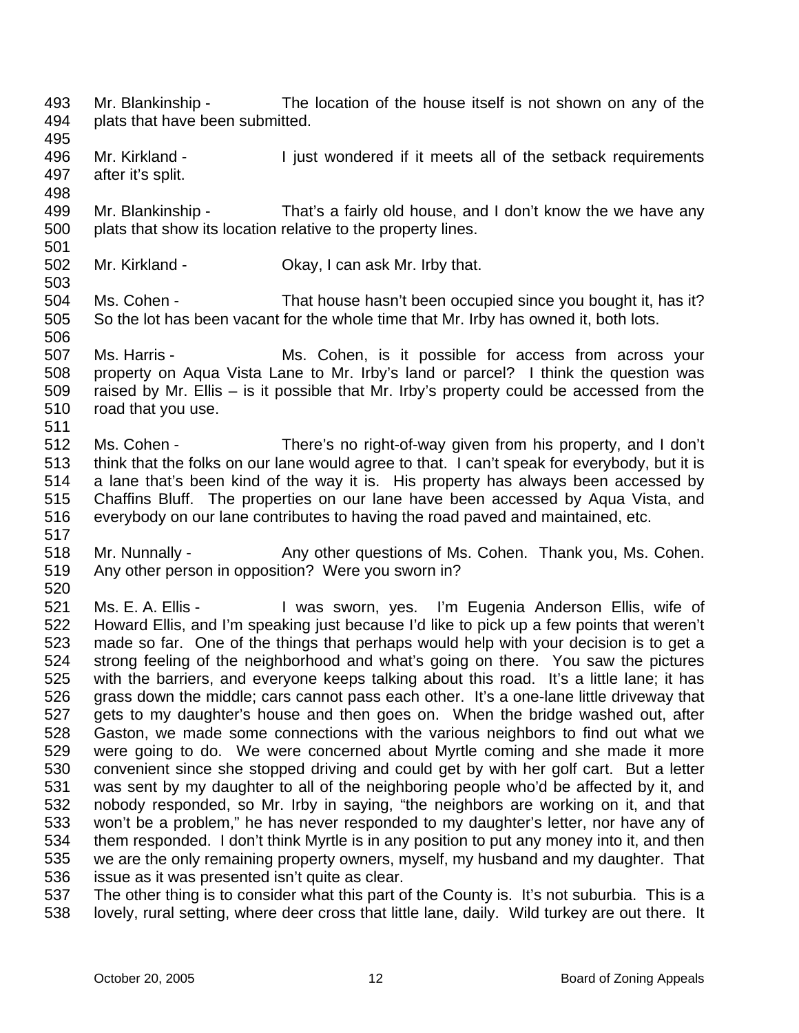Mr. Blankinship - The location of the house itself is not shown on any of the plats that have been submitted.

Mr. Kirkland - I just wondered if it meets all of the setback requirements after it's split.

Mr. Blankinship - That's a fairly old house, and I don't know the we have any plats that show its location relative to the property lines.

Mr. Kirkland - Okay, I can ask Mr. Irby that.

Ms. Cohen - That house hasn't been occupied since you bought it, has it? So the lot has been vacant for the whole time that Mr. Irby has owned it, both lots.

Ms. Harris - Ms. Cohen, is it possible for access from across your property on Aqua Vista Lane to Mr. Irby's land or parcel? I think the question was raised by Mr. Ellis – is it possible that Mr. Irby's property could be accessed from the road that you use.

Ms. Cohen - There's no right-of-way given from his property, and I don't think that the folks on our lane would agree to that. I can't speak for everybody, but it is a lane that's been kind of the way it is. His property has always been accessed by Chaffins Bluff. The properties on our lane have been accessed by Aqua Vista, and everybody on our lane contributes to having the road paved and maintained, etc.

Mr. Nunnally - Any other questions of Ms. Cohen. Thank you, Ms. Cohen. Any other person in opposition? Were you sworn in?

Ms. E. A. Ellis - I was sworn, yes. I'm Eugenia Anderson Ellis, wife of Howard Ellis, and I'm speaking just because I'd like to pick up a few points that weren't made so far. One of the things that perhaps would help with your decision is to get a strong feeling of the neighborhood and what's going on there. You saw the pictures with the barriers, and everyone keeps talking about this road. It's a little lane; it has grass down the middle; cars cannot pass each other. It's a one-lane little driveway that gets to my daughter's house and then goes on. When the bridge washed out, after Gaston, we made some connections with the various neighbors to find out what we were going to do. We were concerned about Myrtle coming and she made it more convenient since she stopped driving and could get by with her golf cart. But a letter was sent by my daughter to all of the neighboring people who'd be affected by it, and nobody responded, so Mr. Irby in saying, "the neighbors are working on it, and that won't be a problem," he has never responded to my daughter's letter, nor have any of them responded. I don't think Myrtle is in any position to put any money into it, and then we are the only remaining property owners, myself, my husband and my daughter. That issue as it was presented isn't quite as clear.
The other thing is to consider what this part of the County is. It's not suburbia. This is a lovely, rural setting, where deer cross that little lane, daily. Wild turkey are out there. It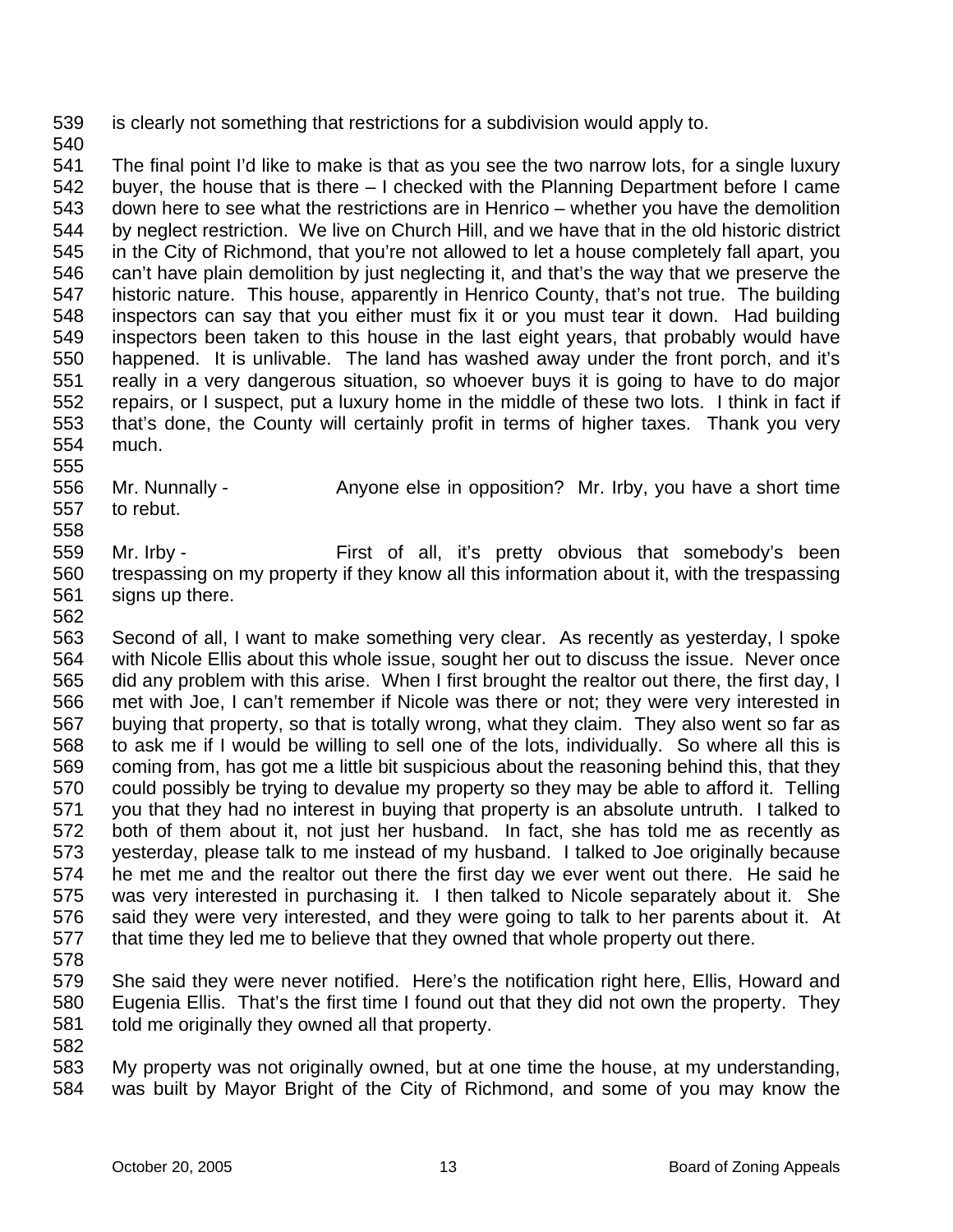is clearly not something that restrictions for a subdivision would apply to.

The final point I'd like to make is that as you see the two narrow lots, for a single luxury buyer, the house that is there – I checked with the Planning Department before I came down here to see what the restrictions are in Henrico – whether you have the demolition by neglect restriction. We live on Church Hill, and we have that in the old historic district in the City of Richmond, that you're not allowed to let a house completely fall apart, you can't have plain demolition by just neglecting it, and that's the way that we preserve the historic nature. This house, apparently in Henrico County, that's not true. The building inspectors can say that you either must fix it or you must tear it down. Had building inspectors been taken to this house in the last eight years, that probably would have happened. It is unlivable. The land has washed away under the front porch, and it's really in a very dangerous situation, so whoever buys it is going to have to do major repairs, or I suspect, put a luxury home in the middle of these two lots. I think in fact if that's done, the County will certainly profit in terms of higher taxes. Thank you very much.

Mr. Nunnally - Anyone else in opposition? Mr. Irby, you have a short time to rebut.

Mr. Irby - First of all, it's pretty obvious that somebody's been trespassing on my property if they know all this information about it, with the trespassing signs up there.

Second of all, I want to make something very clear. As recently as yesterday, I spoke with Nicole Ellis about this whole issue, sought her out to discuss the issue. Never once did any problem with this arise. When I first brought the realtor out there, the first day, I met with Joe, I can't remember if Nicole was there or not; they were very interested in buying that property, so that is totally wrong, what they claim. They also went so far as to ask me if I would be willing to sell one of the lots, individually. So where all this is coming from, has got me a little bit suspicious about the reasoning behind this, that they could possibly be trying to devalue my property so they may be able to afford it. Telling you that they had no interest in buying that property is an absolute untruth. I talked to both of them about it, not just her husband. In fact, she has told me as recently as yesterday, please talk to me instead of my husband. I talked to Joe originally because he met me and the realtor out there the first day we ever went out there. He said he was very interested in purchasing it. I then talked to Nicole separately about it. She said they were very interested, and they were going to talk to her parents about it. At that time they led me to believe that they owned that whole property out there.

She said they were never notified. Here's the notification right here, Ellis, Howard and Eugenia Ellis. That's the first time I found out that they did not own the property. They told me originally they owned all that property.

My property was not originally owned, but at one time the house, at my understanding, was built by Mayor Bright of the City of Richmond, and some of you may know the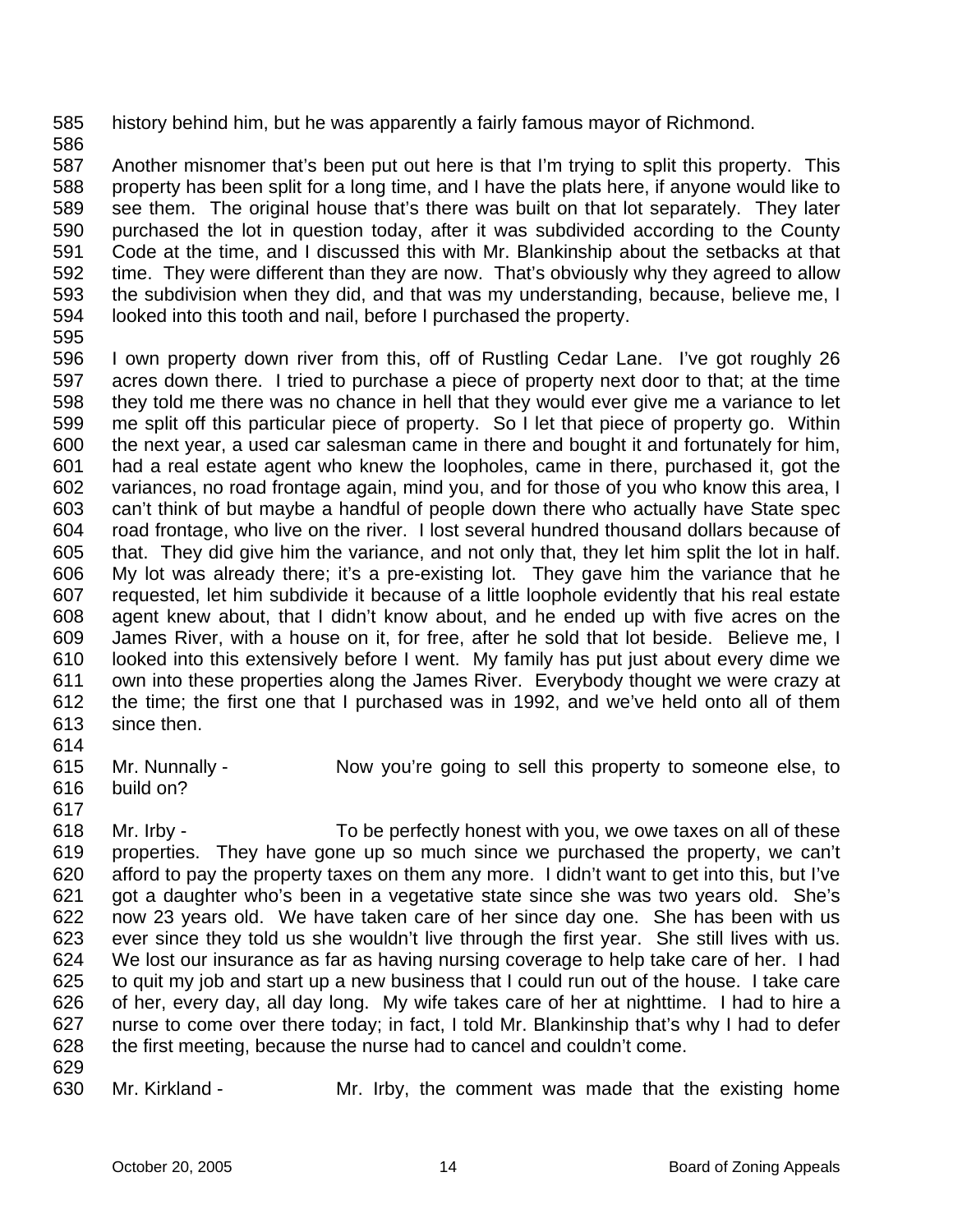history behind him, but he was apparently a fairly famous mayor of Richmond.

Another misnomer that's been put out here is that I'm trying to split this property. This property has been split for a long time, and I have the plats here, if anyone would like to see them. The original house that's there was built on that lot separately. They later purchased the lot in question today, after it was subdivided according to the County Code at the time, and I discussed this with Mr. Blankinship about the setbacks at that time. They were different than they are now. That's obviously why they agreed to allow the subdivision when they did, and that was my understanding, because, believe me, I looked into this tooth and nail, before I purchased the property.

I own property down river from this, off of Rustling Cedar Lane. I've got roughly 26 acres down there. I tried to purchase a piece of property next door to that; at the time they told me there was no chance in hell that they would ever give me a variance to let me split off this particular piece of property. So I let that piece of property go. Within the next year, a used car salesman came in there and bought it and fortunately for him, had a real estate agent who knew the loopholes, came in there, purchased it, got the variances, no road frontage again, mind you, and for those of you who know this area, I can't think of but maybe a handful of people down there who actually have State spec road frontage, who live on the river. I lost several hundred thousand dollars because of that. They did give him the variance, and not only that, they let him split the lot in half. My lot was already there; it's a pre-existing lot. They gave him the variance that he requested, let him subdivide it because of a little loophole evidently that his real estate agent knew about, that I didn't know about, and he ended up with five acres on the James River, with a house on it, for free, after he sold that lot beside. Believe me, I looked into this extensively before I went. My family has put just about every dime we own into these properties along the James River. Everybody thought we were crazy at the time; the first one that I purchased was in 1992, and we've held onto all of them since then.

Mr. Nunnally - Now you're going to sell this property to someone else, to build on?

Mr. Irby - To be perfectly honest with you, we owe taxes on all of these properties. They have gone up so much since we purchased the property, we can't afford to pay the property taxes on them any more. I didn't want to get into this, but I've got a daughter who's been in a vegetative state since she was two years old. She's now 23 years old. We have taken care of her since day one. She has been with us ever since they told us she wouldn't live through the first year. She still lives with us. We lost our insurance as far as having nursing coverage to help take care of her. I had to quit my job and start up a new business that I could run out of the house. I take care of her, every day, all day long. My wife takes care of her at nighttime. I had to hire a nurse to come over there today; in fact, I told Mr. Blankinship that's why I had to defer the first meeting, because the nurse had to cancel and couldn't come.

Mr. Kirkland - Mr. Irby, the comment was made that the existing home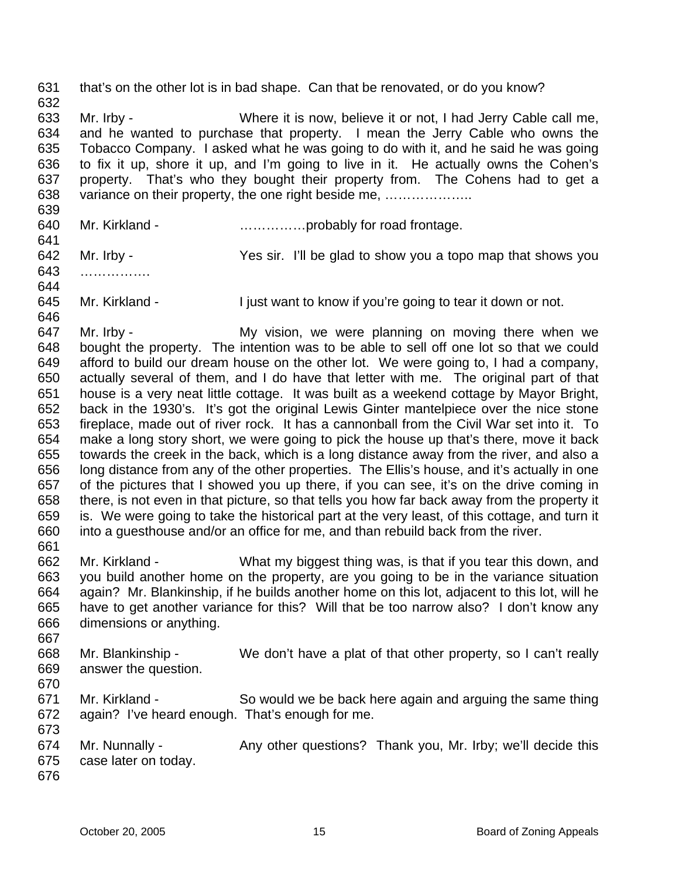that's on the other lot is in bad shape. Can that be renovated, or do you know?

Mr. Irby - Where it is now, believe it or not, I had Jerry Cable call me, and he wanted to purchase that property. I mean the Jerry Cable who owns the Tobacco Company. I asked what he was going to do with it, and he said he was going to fix it up, shore it up, and I'm going to live in it. He actually owns the Cohen's property. That's who they bought their property from. The Cohens had to get a variance on their property, the one right beside me, ………………..

Mr. Kirkland - ……………probably for road frontage.

Mr. Irby - Yes sir. I'll be glad to show you a topo map that shows you …………….

Mr. Kirkland - I just want to know if you're going to tear it down or not.

Mr. Irby - My vision, we were planning on moving there when we bought the property. The intention was to be able to sell off one lot so that we could afford to build our dream house on the other lot. We were going to, I had a company, actually several of them, and I do have that letter with me. The original part of that house is a very neat little cottage. It was built as a weekend cottage by Mayor Bright, back in the 1930's. It's got the original Lewis Ginter mantelpiece over the nice stone fireplace, made out of river rock. It has a cannonball from the Civil War set into it. To make a long story short, we were going to pick the house up that's there, move it back towards the creek in the back, which is a long distance away from the river, and also a long distance from any of the other properties. The Ellis's house, and it's actually in one of the pictures that I showed you up there, if you can see, it's on the drive coming in there, is not even in that picture, so that tells you how far back away from the property it is. We were going to take the historical part at the very least, of this cottage, and turn it into a guesthouse and/or an office for me, and than rebuild back from the river.

Mr. Kirkland - What my biggest thing was, is that if you tear this down, and you build another home on the property, are you going to be in the variance situation again? Mr. Blankinship, if he builds another home on this lot, adjacent to this lot, will he have to get another variance for this? Will that be too narrow also? I don't know any dimensions or anything.

Mr. Blankinship - We don't have a plat of that other property, so I can't really answer the question.

Mr. Kirkland - So would we be back here again and arguing the same thing again? I've heard enough. That's enough for me.

Mr. Nunnally - Any other questions? Thank you, Mr. Irby; we'll decide this case later on today.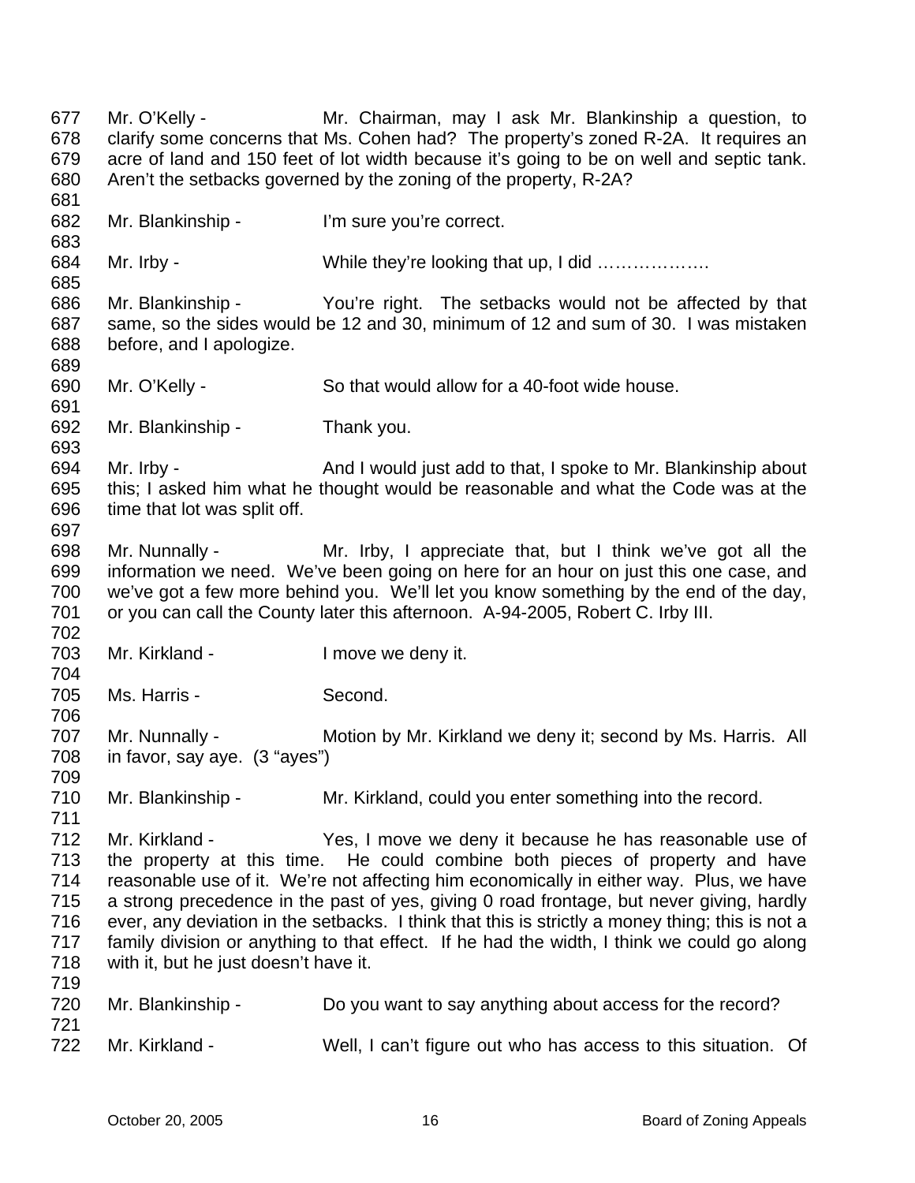Mr. O'Kelly - Mr. Chairman, may I ask Mr. Blankinship a question, to clarify some concerns that Ms. Cohen had? The property's zoned R-2A. It requires an acre of land and 150 feet of lot width because it's going to be on well and septic tank. Aren't the setbacks governed by the zoning of the property, R-2A?

Mr. Blankinship - I'm sure you're correct.

Mr. Irby - While they're looking that up, I did ……………….

Mr. Blankinship - You're right. The setbacks would not be affected by that same, so the sides would be 12 and 30, minimum of 12 and sum of 30. I was mistaken before, and I apologize.

Mr. O'Kelly - So that would allow for a 40-foot wide house.

Mr. Blankinship - Thank you.

Mr. Irby - And I would just add to that, I spoke to Mr. Blankinship about this; I asked him what he thought would be reasonable and what the Code was at the time that lot was split off.

Mr. Nunnally - Mr. Irby, I appreciate that, but I think we've got all the information we need. We've been going on here for an hour on just this one case, and we've got a few more behind you. We'll let you know something by the end of the day, or you can call the County later this afternoon. A-94-2005, Robert C. Irby III.

Mr. Kirkland - I move we deny it.

Ms. Harris - Second.

Mr. Nunnally - Motion by Mr. Kirkland we deny it; second by Ms. Harris. All in favor, say aye. (3 "ayes")

Mr. Blankinship - Mr. Kirkland, could you enter something into the record.

Mr. Kirkland - Yes, I move we deny it because he has reasonable use of the property at this time. He could combine both pieces of property and have reasonable use of it. We're not affecting him economically in either way. Plus, we have a strong precedence in the past of yes, giving 0 road frontage, but never giving, hardly ever, any deviation in the setbacks. I think that this is strictly a money thing; this is not a family division or anything to that effect. If he had the width, I think we could go along with it, but he just doesn't have it.

Mr. Blankinship - Do you want to say anything about access for the record?

Mr. Kirkland - Well, I can't figure out who has access to this situation. Of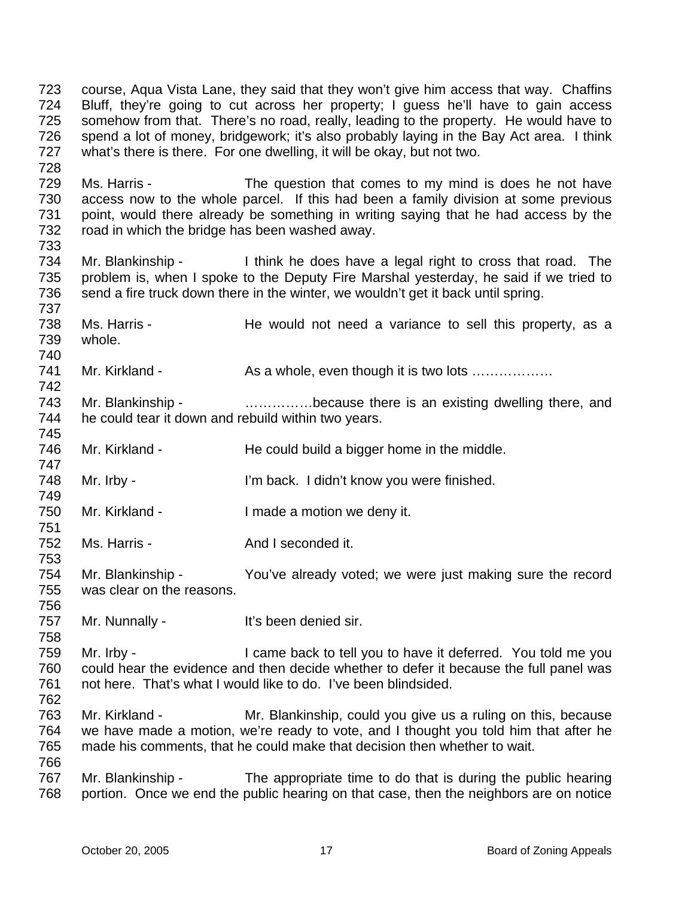723 course, Aqua Vista Lane, they said that they won't give him access that way. Chaffins
724 Bluff, they're going to cut across her property; I guess he'll have to gain access
725 somehow from that. There's no road, really, leading to the property. He would have to
726 spend a lot of money, bridgework; it's also probably laying in the Bay Act area. I think
727 what's there is there. For one dwelling, it will be okay, but not two.
728
729 Ms. Harris - The question that comes to my mind is does he not have
730 access now to the whole parcel. If this had been a family division at some previous
731 point, would there already be something in writing saying that he had access by the
732 road in which the bridge has been washed away.
733
734 Mr. Blankinship - I think he does have a legal right to cross that road. The
735 problem is, when I spoke to the Deputy Fire Marshal yesterday, he said if we tried to
736 send a fire truck down there in the winter, we wouldn't get it back until spring.
737
738 Ms. Harris - He would not need a variance to sell this property, as a
739 whole.
740
741 Mr. Kirkland - As a whole, even though it is two lots ……………..
742
743 Mr. Blankinship - ……………because there is an existing dwelling there, and
744 he could tear it down and rebuild within two years.
745
746 Mr. Kirkland - He could build a bigger home in the middle.
747
748 Mr. Irby - I'm back. I didn't know you were finished.
749
750 Mr. Kirkland - I made a motion we deny it.
751
752 Ms. Harris - And I seconded it.
753
754 Mr. Blankinship - You've already voted; we were just making sure the record
755 was clear on the reasons.
756
757 Mr. Nunnally - It's been denied sir.
758
759 Mr. Irby - I came back to tell you to have it deferred. You told me you
760 could hear the evidence and then decide whether to defer it because the full panel was
761 not here. That's what I would like to do. I've been blindsided.
762
763 Mr. Kirkland - Mr. Blankinship, could you give us a ruling on this, because
764 we have made a motion, we're ready to vote, and I thought you told him that after he
765 made his comments, that he could make that decision then whether to wait.
766
767 Mr. Blankinship - The appropriate time to do that is during the public hearing
768 portion. Once we end the public hearing on that case, then the neighbors are on notice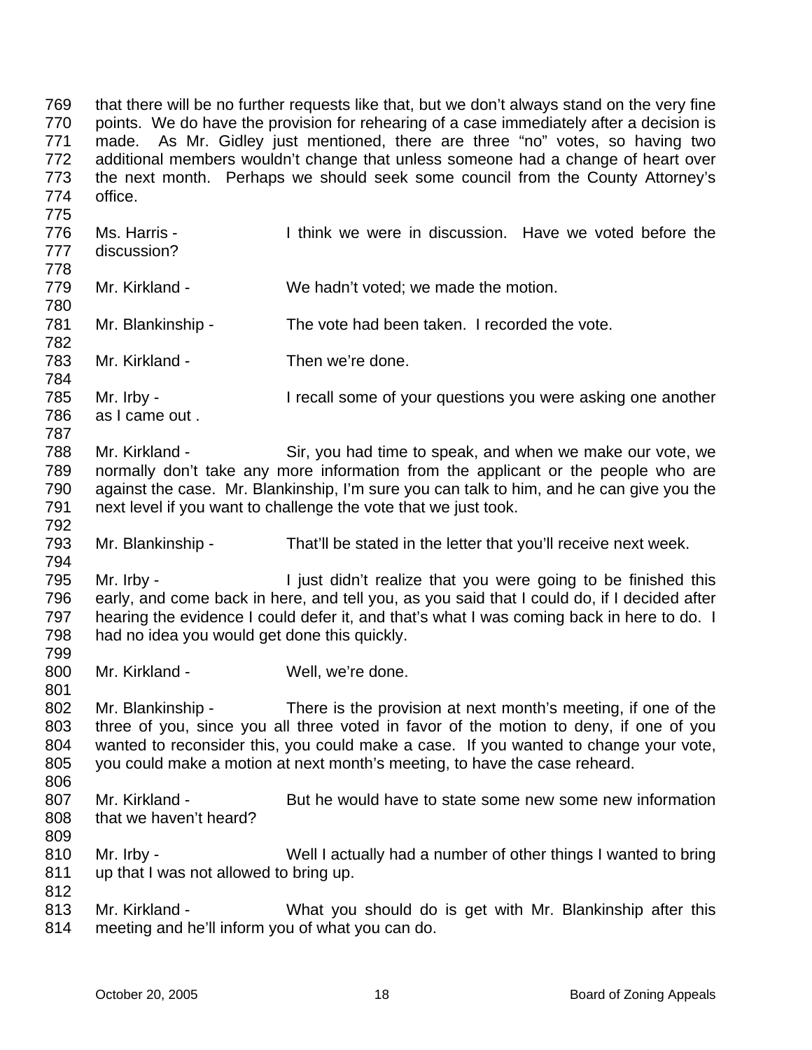that there will be no further requests like that, but we don't always stand on the very fine points. We do have the provision for rehearing of a case immediately after a decision is made. As Mr. Gidley just mentioned, there are three "no" votes, so having two additional members wouldn't change that unless someone had a change of heart over the next month. Perhaps we should seek some council from the County Attorney's office.

Ms. Harris - I think we were in discussion. Have we voted before the discussion?

Mr. Kirkland - We hadn't voted; we made the motion.

Mr. Blankinship - The vote had been taken. I recorded the vote.

Mr. Kirkland - Then we're done.

Mr. Irby - I recall some of your questions you were asking one another as I came out .

Mr. Kirkland - Sir, you had time to speak, and when we make our vote, we normally don't take any more information from the applicant or the people who are against the case. Mr. Blankinship, I'm sure you can talk to him, and he can give you the next level if you want to challenge the vote that we just took.

Mr. Blankinship - That'll be stated in the letter that you'll receive next week.

Mr. Irby - I just didn't realize that you were going to be finished this early, and come back in here, and tell you, as you said that I could do, if I decided after hearing the evidence I could defer it, and that's what I was coming back in here to do. I had no idea you would get done this quickly.

Mr. Kirkland - Well, we're done.

Mr. Blankinship - There is the provision at next month's meeting, if one of the three of you, since you all three voted in favor of the motion to deny, if one of you wanted to reconsider this, you could make a case. If you wanted to change your vote, you could make a motion at next month's meeting, to have the case reheard.

Mr. Kirkland - But he would have to state some new some new information that we haven't heard?

Mr. Irby - Well I actually had a number of other things I wanted to bring up that I was not allowed to bring up.

Mr. Kirkland - What you should do is get with Mr. Blankinship after this meeting and he'll inform you of what you can do.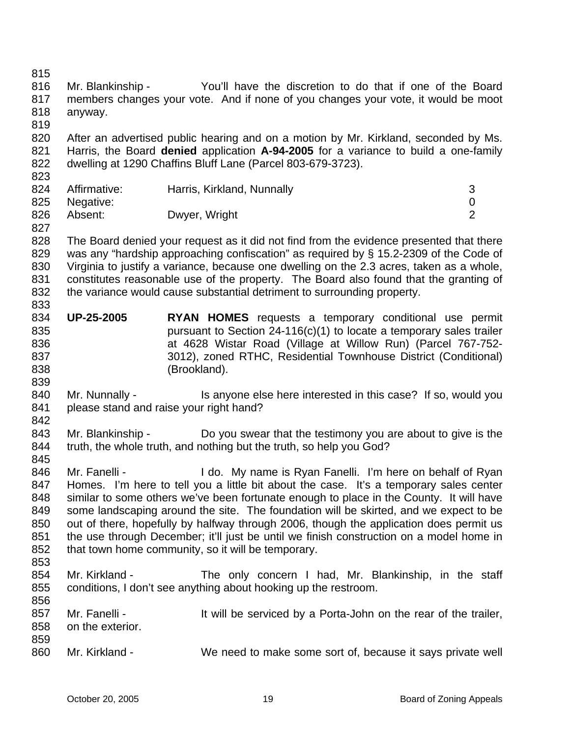Mr. Blankinship - You'll have the discretion to do that if one of the Board members changes your vote. And if none of you changes your vote, it would be moot anyway.

After an advertised public hearing and on a motion by Mr. Kirkland, seconded by Ms. Harris, the Board **denied** application **A-94-2005** for a variance to build a one-family dwelling at 1290 Chaffins Bluff Lane (Parcel 803-679-3723).

| | | |
|---|---|---|
| Affirmative: | Harris, Kirkland, Nunnally | 3 |
| Negative: | | 0 |
| Absent: | Dwyer, Wright | 2 |

The Board denied your request as it did not find from the evidence presented that there was any "hardship approaching confiscation" as required by § 15.2-2309 of the Code of Virginia to justify a variance, because one dwelling on the 2.3 acres, taken as a whole, constitutes reasonable use of the property. The Board also found that the granting of the variance would cause substantial detriment to surrounding property.

**UP-25-2005** **RYAN HOMES** requests a temporary conditional use permit pursuant to Section 24-116(c)(1) to locate a temporary sales trailer at 4628 Wistar Road (Village at Willow Run) (Parcel 767-752-3012), zoned RTHC, Residential Townhouse District (Conditional) (Brookland).

Mr. Nunnally - Is anyone else here interested in this case? If so, would you please stand and raise your right hand?

Mr. Blankinship - Do you swear that the testimony you are about to give is the truth, the whole truth, and nothing but the truth, so help you God?

Mr. Fanelli - I do. My name is Ryan Fanelli. I'm here on behalf of Ryan Homes. I'm here to tell you a little bit about the case. It's a temporary sales center similar to some others we've been fortunate enough to place in the County. It will have some landscaping around the site. The foundation will be skirted, and we expect to be out of there, hopefully by halfway through 2006, though the application does permit us the use through December; it'll just be until we finish construction on a model home in that town home community, so it will be temporary.

Mr. Kirkland - The only concern I had, Mr. Blankinship, in the staff conditions, I don't see anything about hooking up the restroom.

Mr. Fanelli - It will be serviced by a Porta-John on the rear of the trailer, on the exterior.

Mr. Kirkland - We need to make some sort of, because it says private well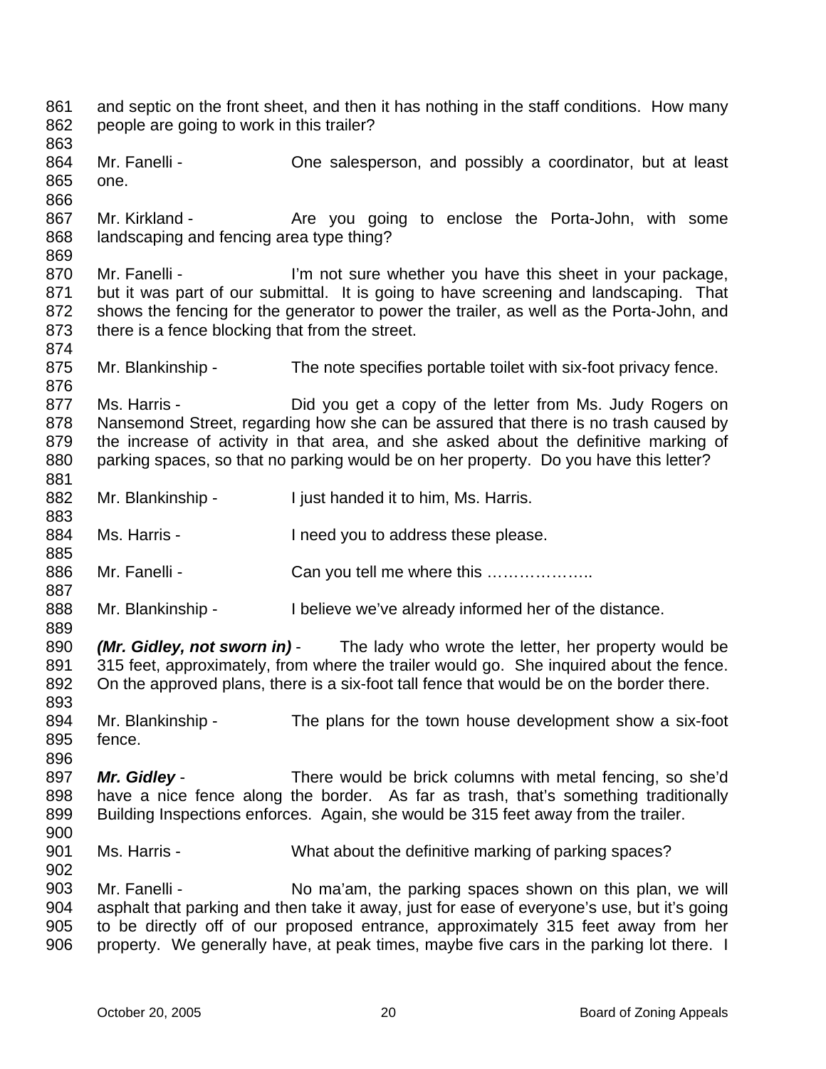and septic on the front sheet, and then it has nothing in the staff conditions. How many people are going to work in this trailer?

Mr. Fanelli - One salesperson, and possibly a coordinator, but at least one.

Mr. Kirkland - Are you going to enclose the Porta-John, with some landscaping and fencing area type thing?

Mr. Fanelli - I'm not sure whether you have this sheet in your package, but it was part of our submittal. It is going to have screening and landscaping. That shows the fencing for the generator to power the trailer, as well as the Porta-John, and there is a fence blocking that from the street.

Mr. Blankinship - The note specifies portable toilet with six-foot privacy fence.

Ms. Harris - Did you get a copy of the letter from Ms. Judy Rogers on Nansemond Street, regarding how she can be assured that there is no trash caused by the increase of activity in that area, and she asked about the definitive marking of parking spaces, so that no parking would be on her property. Do you have this letter?

Mr. Blankinship - I just handed it to him, Ms. Harris.

Ms. Harris - I need you to address these please.

Mr. Fanelli - Can you tell me where this ………………..

Mr. Blankinship - I believe we've already informed her of the distance.

***(Mr. Gidley, not sworn in)*** - The lady who wrote the letter, her property would be 315 feet, approximately, from where the trailer would go. She inquired about the fence. On the approved plans, there is a six-foot tall fence that would be on the border there.

Mr. Blankinship - The plans for the town house development show a six-foot fence.

***Mr. Gidley*** - There would be brick columns with metal fencing, so she'd have a nice fence along the border. As far as trash, that's something traditionally Building Inspections enforces. Again, she would be 315 feet away from the trailer.

Ms. Harris - What about the definitive marking of parking spaces?

Mr. Fanelli - No ma'am, the parking spaces shown on this plan, we will asphalt that parking and then take it away, just for ease of everyone's use, but it's going to be directly off of our proposed entrance, approximately 315 feet away from her property. We generally have, at peak times, maybe five cars in the parking lot there. I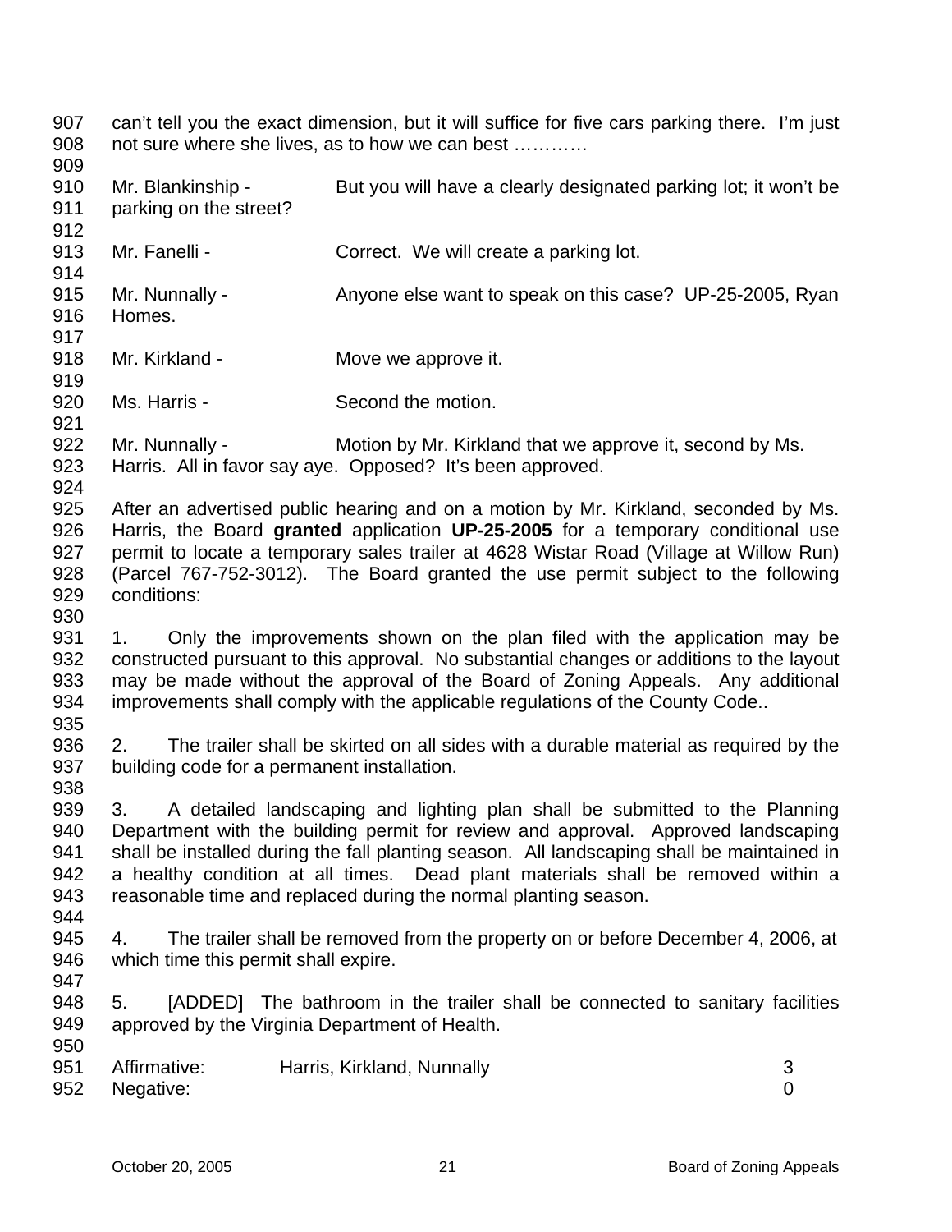can't tell you the exact dimension, but it will suffice for five cars parking there. I'm just not sure where she lives, as to how we can best …………

Mr. Blankinship - But you will have a clearly designated parking lot; it won't be parking on the street?

Mr. Fanelli - Correct. We will create a parking lot.

Mr. Nunnally - Anyone else want to speak on this case? UP-25-2005, Ryan Homes.

Mr. Kirkland - Move we approve it.

Ms. Harris - Second the motion.

Mr. Nunnally - Motion by Mr. Kirkland that we approve it, second by Ms. Harris. All in favor say aye. Opposed? It's been approved.

After an advertised public hearing and on a motion by Mr. Kirkland, seconded by Ms. Harris, the Board **granted** application **UP-25-2005** for a temporary conditional use permit to locate a temporary sales trailer at 4628 Wistar Road (Village at Willow Run) (Parcel 767-752-3012). The Board granted the use permit subject to the following conditions:

1. Only the improvements shown on the plan filed with the application may be constructed pursuant to this approval. No substantial changes or additions to the layout may be made without the approval of the Board of Zoning Appeals. Any additional improvements shall comply with the applicable regulations of the County Code..

2. The trailer shall be skirted on all sides with a durable material as required by the building code for a permanent installation.

3. A detailed landscaping and lighting plan shall be submitted to the Planning Department with the building permit for review and approval. Approved landscaping shall be installed during the fall planting season. All landscaping shall be maintained in a healthy condition at all times. Dead plant materials shall be removed within a reasonable time and replaced during the normal planting season.

4. The trailer shall be removed from the property on or before December 4, 2006, at which time this permit shall expire.

5. [ADDED] The bathroom in the trailer shall be connected to sanitary facilities approved by the Virginia Department of Health.

| | | |
|---|---|---|
| Affirmative: | Harris, Kirkland, Nunnally | 3 |
| Negative: | | 0 |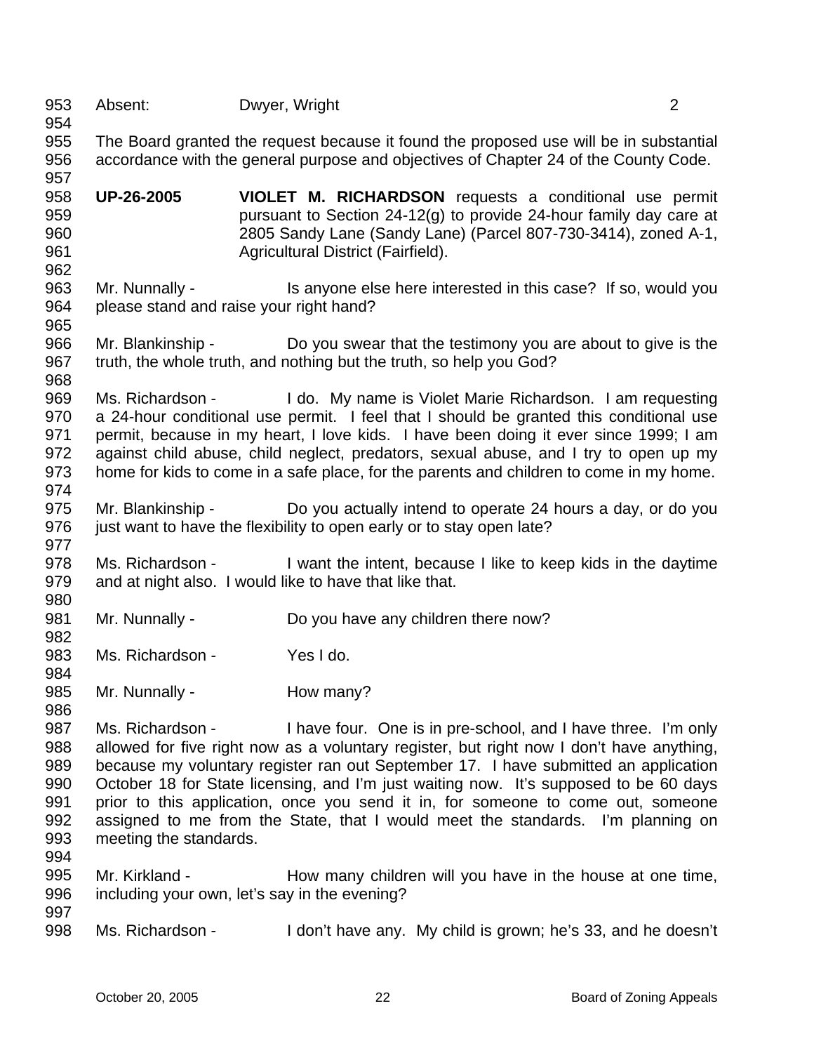Absent: Dwyer, Wright 2

The Board granted the request because it found the proposed use will be in substantial accordance with the general purpose and objectives of Chapter 24 of the County Code.

**UP-26-2005** **VIOLET M. RICHARDSON** requests a conditional use permit pursuant to Section 24-12(g) to provide 24-hour family day care at 2805 Sandy Lane (Sandy Lane) (Parcel 807-730-3414), zoned A-1, Agricultural District (Fairfield).

Mr. Nunnally - Is anyone else here interested in this case? If so, would you please stand and raise your right hand?

Mr. Blankinship - Do you swear that the testimony you are about to give is the truth, the whole truth, and nothing but the truth, so help you God?

Ms. Richardson - I do. My name is Violet Marie Richardson. I am requesting a 24-hour conditional use permit. I feel that I should be granted this conditional use permit, because in my heart, I love kids. I have been doing it ever since 1999; I am against child abuse, child neglect, predators, sexual abuse, and I try to open up my home for kids to come in a safe place, for the parents and children to come in my home.

Mr. Blankinship - Do you actually intend to operate 24 hours a day, or do you just want to have the flexibility to open early or to stay open late?

Ms. Richardson - I want the intent, because I like to keep kids in the daytime and at night also. I would like to have that like that.

Mr. Nunnally - Do you have any children there now?

Ms. Richardson - Yes I do.

Mr. Nunnally - How many?

Ms. Richardson - I have four. One is in pre-school, and I have three. I'm only allowed for five right now as a voluntary register, but right now I don't have anything, because my voluntary register ran out September 17. I have submitted an application October 18 for State licensing, and I'm just waiting now. It's supposed to be 60 days prior to this application, once you send it in, for someone to come out, someone assigned to me from the State, that I would meet the standards. I'm planning on meeting the standards.

Mr. Kirkland - How many children will you have in the house at one time, including your own, let's say in the evening?

Ms. Richardson - I don't have any. My child is grown; he's 33, and he doesn't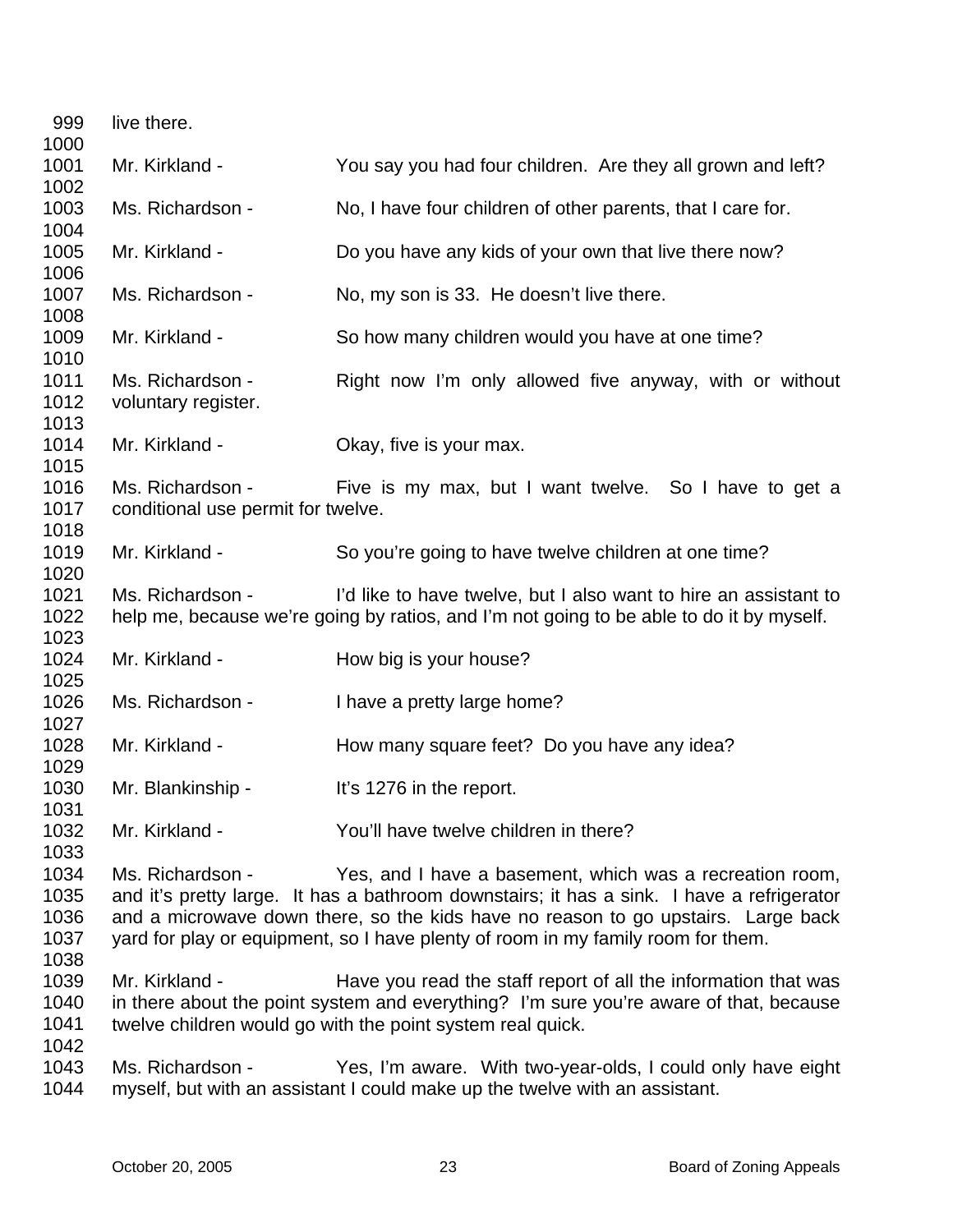live there.

Mr. Kirkland - You say you had four children. Are they all grown and left?

Ms. Richardson - No, I have four children of other parents, that I care for.

Mr. Kirkland - Do you have any kids of your own that live there now?

Ms. Richardson - No, my son is 33. He doesn't live there.

Mr. Kirkland - So how many children would you have at one time?

Ms. Richardson - Right now I'm only allowed five anyway, with or without voluntary register.

Mr. Kirkland - Okay, five is your max.

Ms. Richardson - Five is my max, but I want twelve. So I have to get a conditional use permit for twelve.

Mr. Kirkland - So you're going to have twelve children at one time?

Ms. Richardson - I'd like to have twelve, but I also want to hire an assistant to help me, because we're going by ratios, and I'm not going to be able to do it by myself.

Mr. Kirkland - How big is your house?

Ms. Richardson - I have a pretty large home?

Mr. Kirkland - How many square feet? Do you have any idea?

Mr. Blankinship - It's 1276 in the report.

Mr. Kirkland - You'll have twelve children in there?

Ms. Richardson - Yes, and I have a basement, which was a recreation room, and it's pretty large. It has a bathroom downstairs; it has a sink. I have a refrigerator and a microwave down there, so the kids have no reason to go upstairs. Large back yard for play or equipment, so I have plenty of room in my family room for them.

Mr. Kirkland - Have you read the staff report of all the information that was in there about the point system and everything? I'm sure you're aware of that, because twelve children would go with the point system real quick.

Ms. Richardson - Yes, I'm aware. With two-year-olds, I could only have eight myself, but with an assistant I could make up the twelve with an assistant.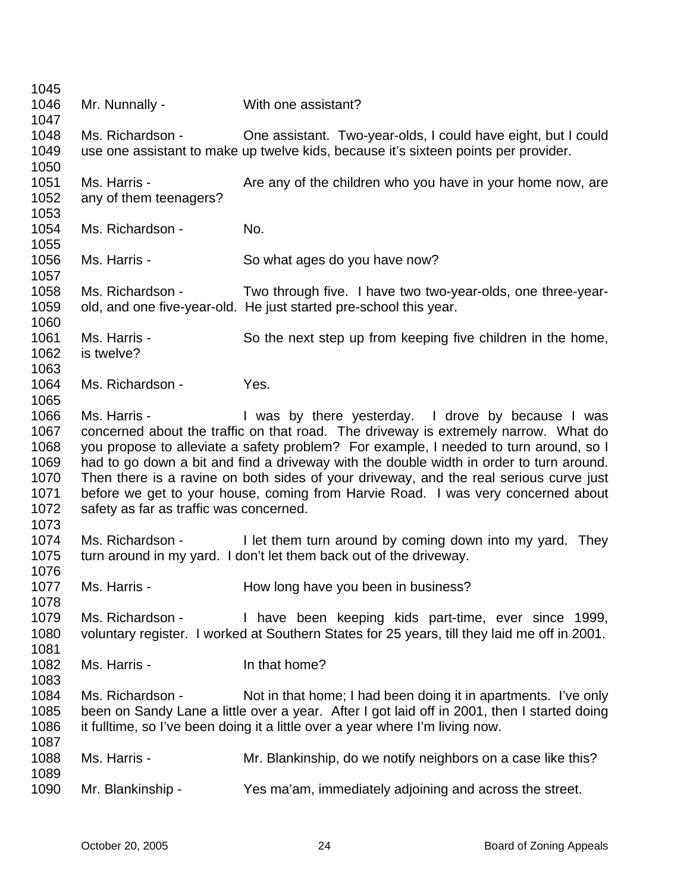1045
1046 Mr. Nunnally - With one assistant?
1047
1048 Ms. Richardson - One assistant. Two-year-olds, I could have eight, but I could
1049 use one assistant to make up twelve kids, because it's sixteen points per provider.
1050
1051 Ms. Harris - Are any of the children who you have in your home now, are
1052 any of them teenagers?
1053
1054 Ms. Richardson - No.
1055
1056 Ms. Harris - So what ages do you have now?
1057
1058 Ms. Richardson - Two through five. I have two two-year-olds, one three-year-
1059 old, and one five-year-old. He just started pre-school this year.
1060
1061 Ms. Harris - So the next step up from keeping five children in the home,
1062 is twelve?
1063
1064 Ms. Richardson - Yes.
1065
1066 Ms. Harris - I was by there yesterday. I drove by because I was
1067 concerned about the traffic on that road. The driveway is extremely narrow. What do
1068 you propose to alleviate a safety problem? For example, I needed to turn around, so I
1069 had to go down a bit and find a driveway with the double width in order to turn around.
1070 Then there is a ravine on both sides of your driveway, and the real serious curve just
1071 before we get to your house, coming from Harvie Road. I was very concerned about
1072 safety as far as traffic was concerned.
1073
1074 Ms. Richardson - I let them turn around by coming down into my yard. They
1075 turn around in my yard. I don't let them back out of the driveway.
1076
1077 Ms. Harris - How long have you been in business?
1078
1079 Ms. Richardson - I have been keeping kids part-time, ever since 1999,
1080 voluntary register. I worked at Southern States for 25 years, till they laid me off in 2001.
1081
1082 Ms. Harris - In that home?
1083
1084 Ms. Richardson - Not in that home; I had been doing it in apartments. I've only
1085 been on Sandy Lane a little over a year. After I got laid off in 2001, then I started doing
1086 it fulltime, so I've been doing it a little over a year where I'm living now.
1087
1088 Ms. Harris - Mr. Blankinship, do we notify neighbors on a case like this?
1089
1090 Mr. Blankinship - Yes ma'am, immediately adjoining and across the street.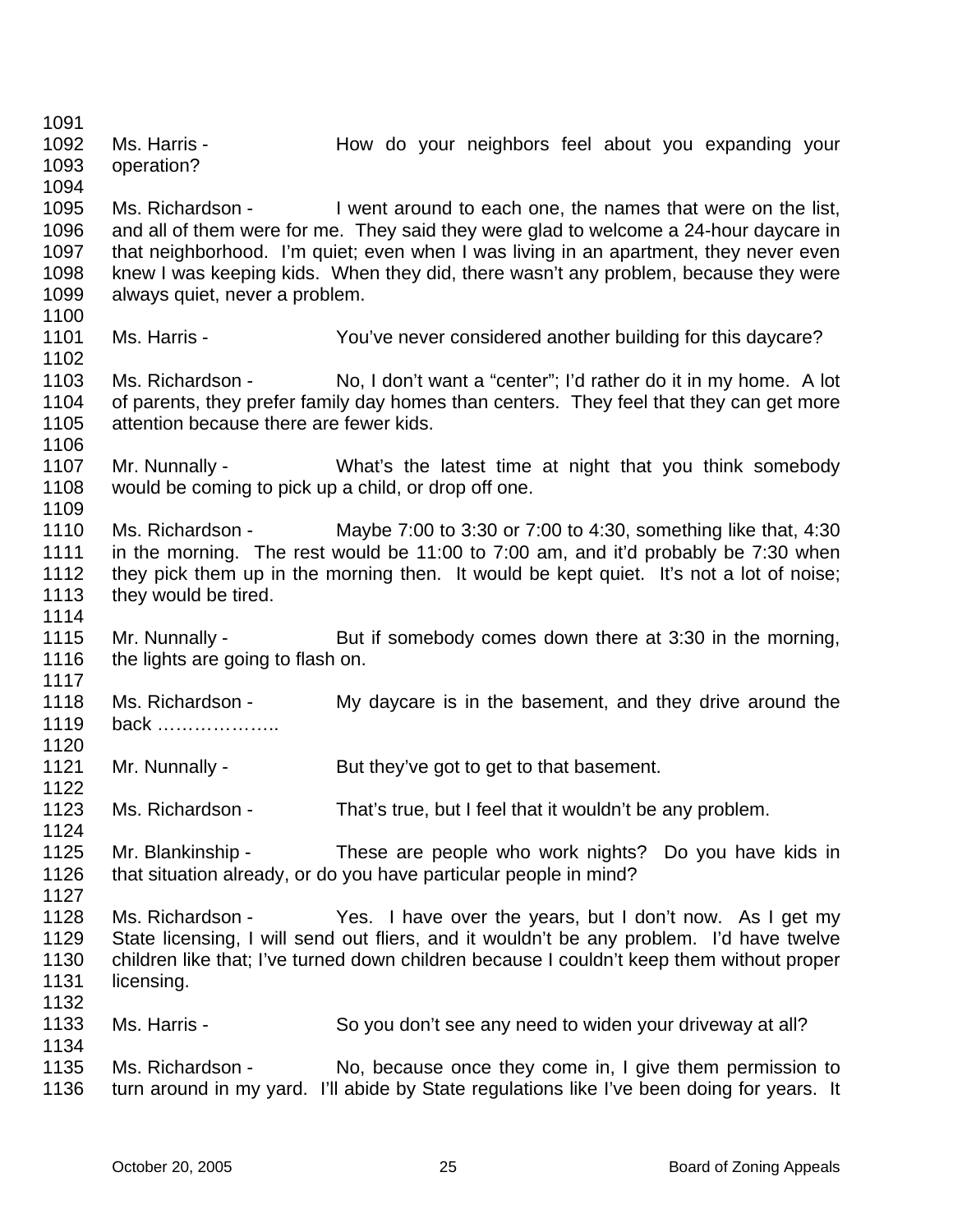Ms. Harris - How do your neighbors feel about you expanding your operation?

Ms. Richardson - I went around to each one, the names that were on the list, and all of them were for me. They said they were glad to welcome a 24-hour daycare in that neighborhood. I'm quiet; even when I was living in an apartment, they never even knew I was keeping kids. When they did, there wasn't any problem, because they were always quiet, never a problem.

Ms. Harris - You've never considered another building for this daycare?

Ms. Richardson - No, I don't want a "center"; I'd rather do it in my home. A lot of parents, they prefer family day homes than centers. They feel that they can get more attention because there are fewer kids.

Mr. Nunnally - What's the latest time at night that you think somebody would be coming to pick up a child, or drop off one.

Ms. Richardson - Maybe 7:00 to 3:30 or 7:00 to 4:30, something like that, 4:30 in the morning. The rest would be 11:00 to 7:00 am, and it'd probably be 7:30 when they pick them up in the morning then. It would be kept quiet. It's not a lot of noise; they would be tired.

Mr. Nunnally - But if somebody comes down there at 3:30 in the morning, the lights are going to flash on.

Ms. Richardson - My daycare is in the basement, and they drive around the back ………………..

Mr. Nunnally - But they've got to get to that basement.

Ms. Richardson - That's true, but I feel that it wouldn't be any problem.

Mr. Blankinship - These are people who work nights? Do you have kids in that situation already, or do you have particular people in mind?

Ms. Richardson - Yes. I have over the years, but I don't now. As I get my State licensing, I will send out fliers, and it wouldn't be any problem. I'd have twelve children like that; I've turned down children because I couldn't keep them without proper licensing.

Ms. Harris - So you don't see any need to widen your driveway at all?

Ms. Richardson - No, because once they come in, I give them permission to turn around in my yard. I'll abide by State regulations like I've been doing for years. It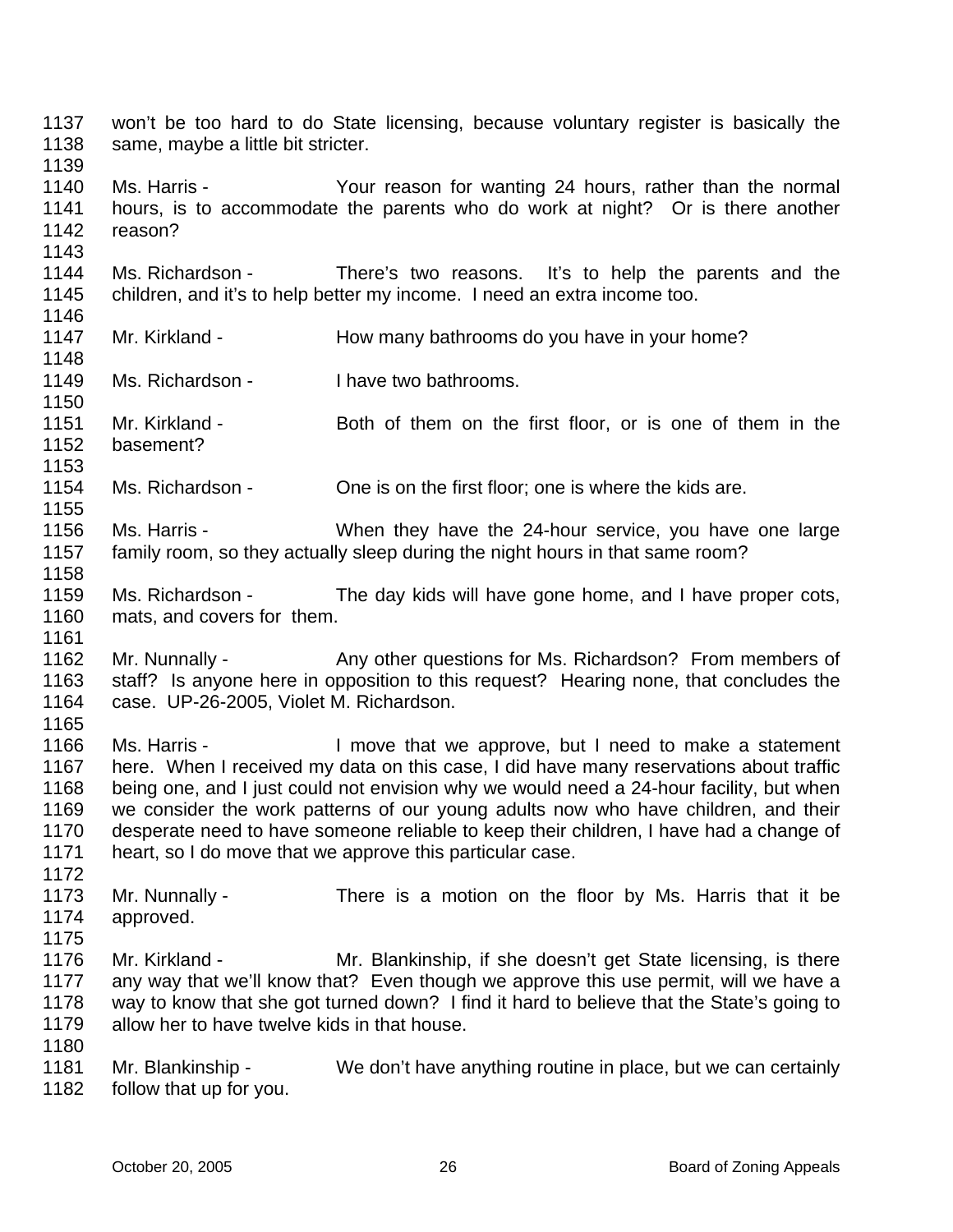won't be too hard to do State licensing, because voluntary register is basically the same, maybe a little bit stricter.

Ms. Harris - Your reason for wanting 24 hours, rather than the normal hours, is to accommodate the parents who do work at night? Or is there another reason?

Ms. Richardson - There's two reasons. It's to help the parents and the children, and it's to help better my income. I need an extra income too.

Mr. Kirkland - How many bathrooms do you have in your home?

Ms. Richardson - I have two bathrooms.

Mr. Kirkland - Both of them on the first floor, or is one of them in the basement?

Ms. Richardson - One is on the first floor; one is where the kids are.

Ms. Harris - When they have the 24-hour service, you have one large family room, so they actually sleep during the night hours in that same room?

Ms. Richardson - The day kids will have gone home, and I have proper cots, mats, and covers for them.

Mr. Nunnally - Any other questions for Ms. Richardson? From members of staff? Is anyone here in opposition to this request? Hearing none, that concludes the case. UP-26-2005, Violet M. Richardson.

Ms. Harris - I move that we approve, but I need to make a statement here. When I received my data on this case, I did have many reservations about traffic being one, and I just could not envision why we would need a 24-hour facility, but when we consider the work patterns of our young adults now who have children, and their desperate need to have someone reliable to keep their children, I have had a change of heart, so I do move that we approve this particular case.

Mr. Nunnally - There is a motion on the floor by Ms. Harris that it be approved.

Mr. Kirkland - Mr. Blankinship, if she doesn't get State licensing, is there any way that we'll know that? Even though we approve this use permit, will we have a way to know that she got turned down? I find it hard to believe that the State's going to allow her to have twelve kids in that house.

Mr. Blankinship - We don't have anything routine in place, but we can certainly follow that up for you.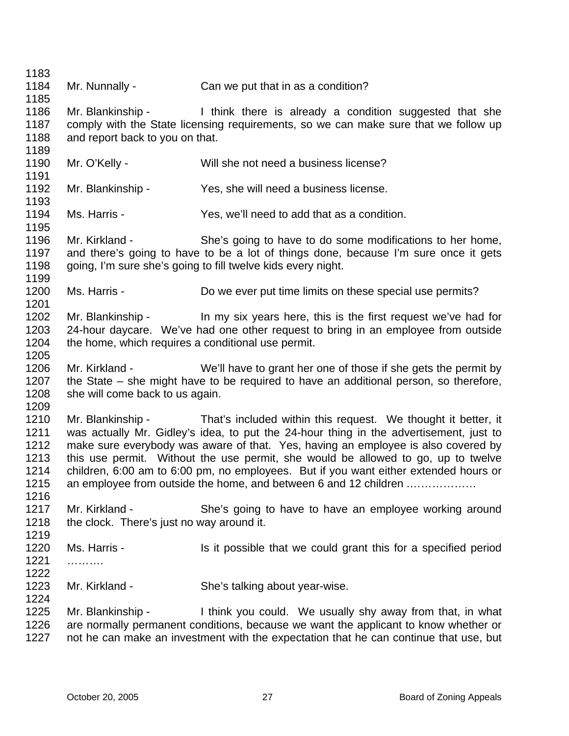1183
1184 Mr. Nunnally - Can we put that in as a condition?
1185
1186 Mr. Blankinship - I think there is already a condition suggested that she
1187 comply with the State licensing requirements, so we can make sure that we follow up
1188 and report back to you on that.
1189
1190 Mr. O'Kelly - Will she not need a business license?
1191
1192 Mr. Blankinship - Yes, she will need a business license.
1193
1194 Ms. Harris - Yes, we'll need to add that as a condition.
1195
1196 Mr. Kirkland - She's going to have to do some modifications to her home,
1197 and there's going to have to be a lot of things done, because I'm sure once it gets
1198 going, I'm sure she's going to fill twelve kids every night.
1199
1200 Ms. Harris - Do we ever put time limits on these special use permits?
1201
1202 Mr. Blankinship - In my six years here, this is the first request we've had for
1203 24-hour daycare. We've had one other request to bring in an employee from outside
1204 the home, which requires a conditional use permit.
1205
1206 Mr. Kirkland - We'll have to grant her one of those if she gets the permit by
1207 the State – she might have to be required to have an additional person, so therefore,
1208 she will come back to us again.
1209
1210 Mr. Blankinship - That's included within this request. We thought it better, it
1211 was actually Mr. Gidley's idea, to put the 24-hour thing in the advertisement, just to
1212 make sure everybody was aware of that. Yes, having an employee is also covered by
1213 this use permit. Without the use permit, she would be allowed to go, up to twelve
1214 children, 6:00 am to 6:00 pm, no employees. But if you want either extended hours or
1215 an employee from outside the home, and between 6 and 12 children ………………
1216
1217 Mr. Kirkland - She's going to have to have an employee working around
1218 the clock. There's just no way around it.
1219
1220 Ms. Harris - Is it possible that we could grant this for a specified period
1221 ……….
1222
1223 Mr. Kirkland - She's talking about year-wise.
1224
1225 Mr. Blankinship - I think you could. We usually shy away from that, in what
1226 are normally permanent conditions, because we want the applicant to know whether or
1227 not he can make an investment with the expectation that he can continue that use, but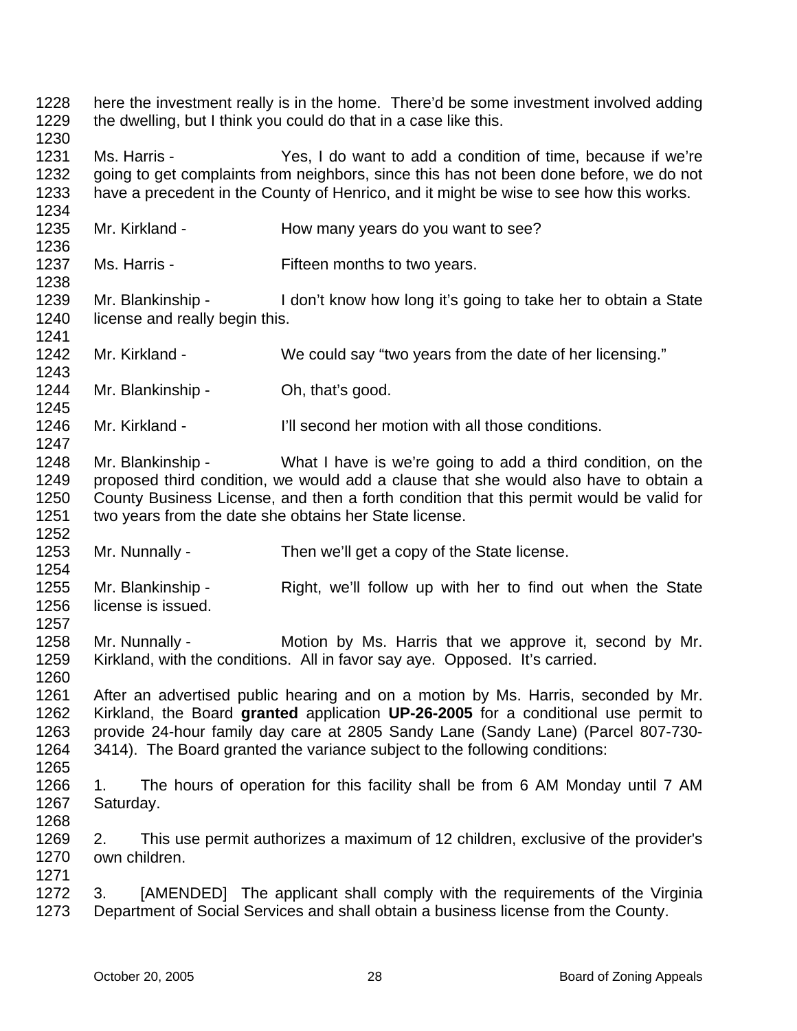here the investment really is in the home. There'd be some investment involved adding the dwelling, but I think you could do that in a case like this.

Ms. Harris - Yes, I do want to add a condition of time, because if we're going to get complaints from neighbors, since this has not been done before, we do not have a precedent in the County of Henrico, and it might be wise to see how this works.

Mr. Kirkland - How many years do you want to see?

Ms. Harris - Fifteen months to two years.

Mr. Blankinship - I don't know how long it's going to take her to obtain a State license and really begin this.

Mr. Kirkland - We could say "two years from the date of her licensing."

Mr. Blankinship - Oh, that's good.

Mr. Kirkland - I'll second her motion with all those conditions.

Mr. Blankinship - What I have is we're going to add a third condition, on the proposed third condition, we would add a clause that she would also have to obtain a County Business License, and then a forth condition that this permit would be valid for two years from the date she obtains her State license.

Mr. Nunnally - Then we'll get a copy of the State license.

Mr. Blankinship - Right, we'll follow up with her to find out when the State license is issued.

Mr. Nunnally - Motion by Ms. Harris that we approve it, second by Mr. Kirkland, with the conditions. All in favor say aye. Opposed. It's carried.

After an advertised public hearing and on a motion by Ms. Harris, seconded by Mr. Kirkland, the Board **granted** application **UP-26-2005** for a conditional use permit to provide 24-hour family day care at 2805 Sandy Lane (Sandy Lane) (Parcel 807-730-3414). The Board granted the variance subject to the following conditions:

1. The hours of operation for this facility shall be from 6 AM Monday until 7 AM Saturday.

2. This use permit authorizes a maximum of 12 children, exclusive of the provider's own children.

3. [AMENDED] The applicant shall comply with the requirements of the Virginia Department of Social Services and shall obtain a business license from the County.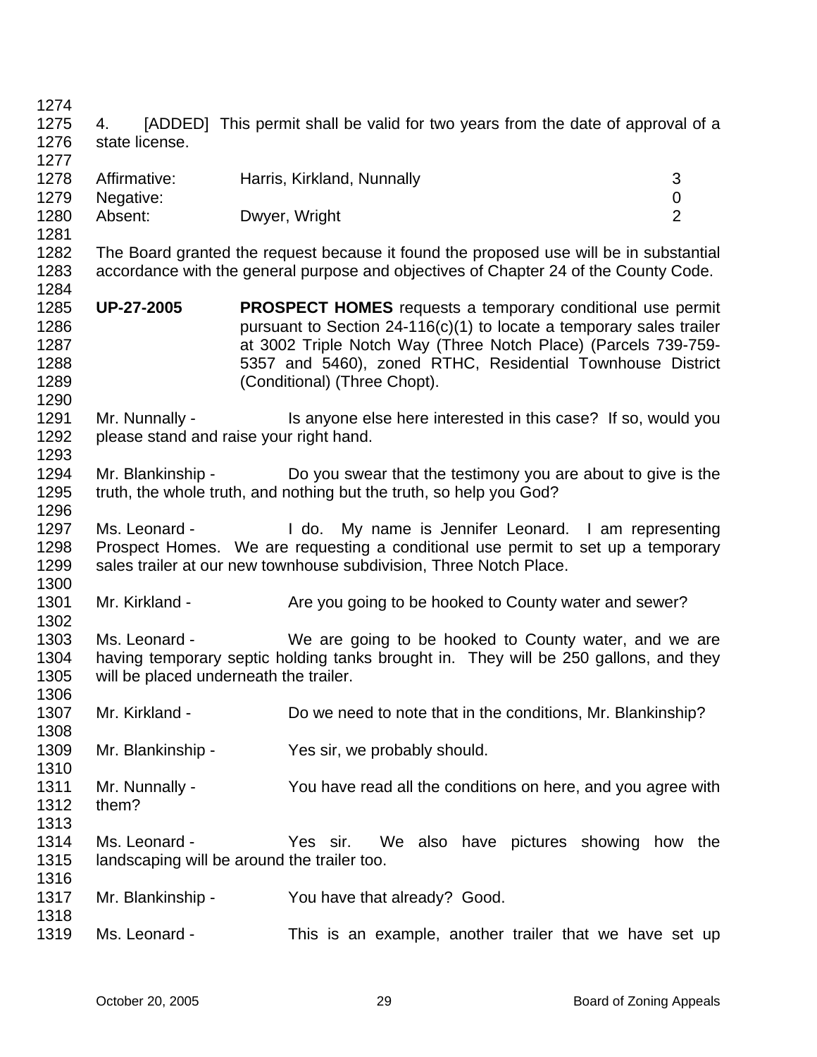4. [ADDED] This permit shall be valid for two years from the date of approval of a state license.

| | | |
|---|---|---|
| Affirmative: | Harris, Kirkland, Nunnally | 3 |
| Negative: | | 0 |
| Absent: | Dwyer, Wright | 2 |

The Board granted the request because it found the proposed use will be in substantial accordance with the general purpose and objectives of Chapter 24 of the County Code.

**UP-27-2005** **PROSPECT HOMES** requests a temporary conditional use permit pursuant to Section 24-116(c)(1) to locate a temporary sales trailer at 3002 Triple Notch Way (Three Notch Place) (Parcels 739-759-5357 and 5460), zoned RTHC, Residential Townhouse District (Conditional) (Three Chopt).

Mr. Nunnally - Is anyone else here interested in this case? If so, would you please stand and raise your right hand.

Mr. Blankinship - Do you swear that the testimony you are about to give is the truth, the whole truth, and nothing but the truth, so help you God?

Ms. Leonard - I do. My name is Jennifer Leonard. I am representing Prospect Homes. We are requesting a conditional use permit to set up a temporary sales trailer at our new townhouse subdivision, Three Notch Place.

Mr. Kirkland - Are you going to be hooked to County water and sewer?

Ms. Leonard - We are going to be hooked to County water, and we are having temporary septic holding tanks brought in. They will be 250 gallons, and they will be placed underneath the trailer.

Mr. Kirkland - Do we need to note that in the conditions, Mr. Blankinship?

Mr. Blankinship - Yes sir, we probably should.

Mr. Nunnally - You have read all the conditions on here, and you agree with them?

Ms. Leonard - Yes sir. We also have pictures showing how the landscaping will be around the trailer too.

Mr. Blankinship - You have that already? Good.

Ms. Leonard - This is an example, another trailer that we have set up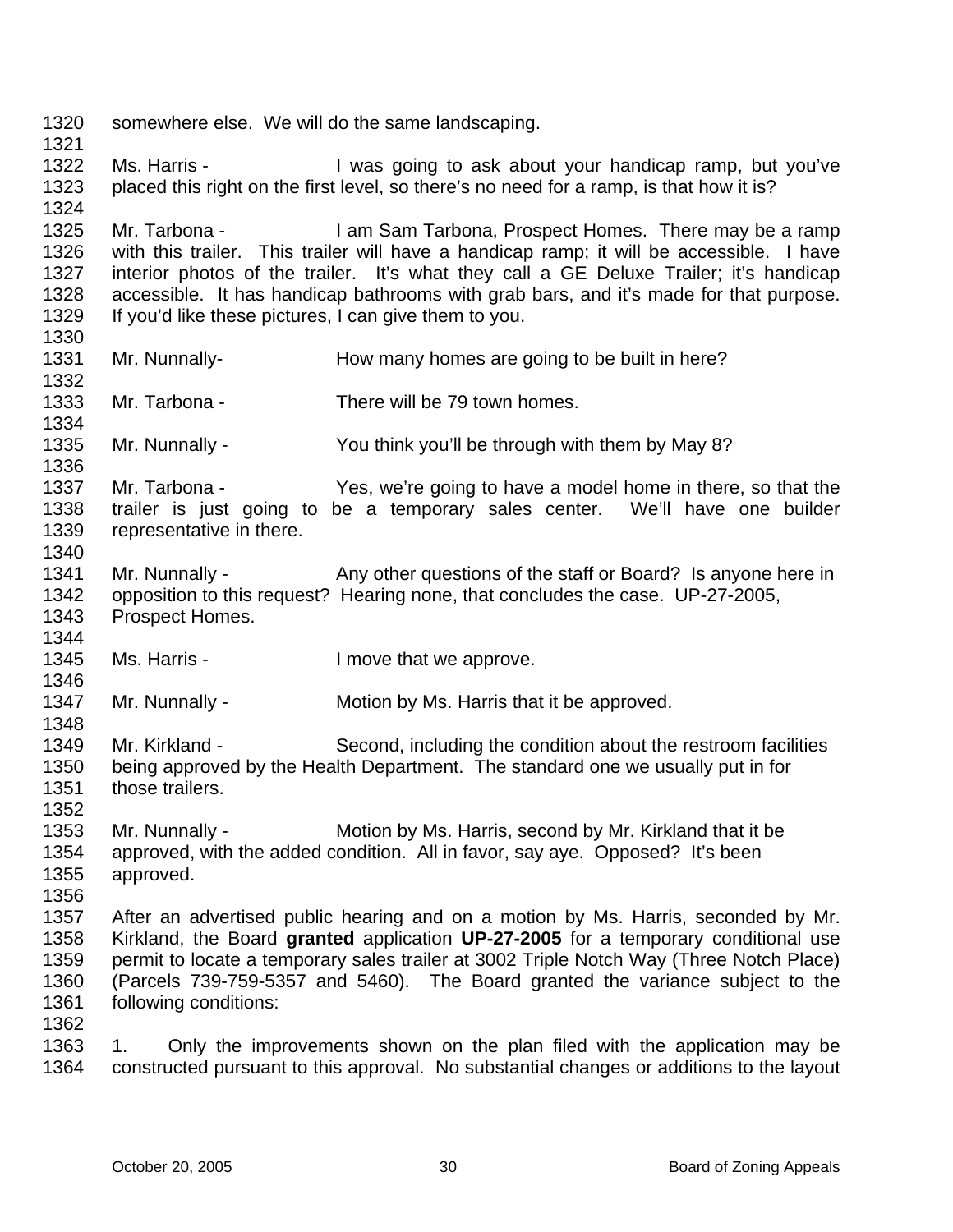somewhere else. We will do the same landscaping.

Ms. Harris - I was going to ask about your handicap ramp, but you've placed this right on the first level, so there's no need for a ramp, is that how it is?

Mr. Tarbona - I am Sam Tarbona, Prospect Homes. There may be a ramp with this trailer. This trailer will have a handicap ramp; it will be accessible. I have interior photos of the trailer. It's what they call a GE Deluxe Trailer; it's handicap accessible. It has handicap bathrooms with grab bars, and it's made for that purpose. If you'd like these pictures, I can give them to you.

Mr. Nunnally- How many homes are going to be built in here?

Mr. Tarbona - There will be 79 town homes.

Mr. Nunnally - You think you'll be through with them by May 8?

Mr. Tarbona - Yes, we're going to have a model home in there, so that the trailer is just going to be a temporary sales center. We'll have one builder representative in there.

Mr. Nunnally - Any other questions of the staff or Board? Is anyone here in opposition to this request? Hearing none, that concludes the case. UP-27-2005, Prospect Homes.

Ms. Harris - I move that we approve.

Mr. Nunnally - Motion by Ms. Harris that it be approved.

Mr. Kirkland - Second, including the condition about the restroom facilities being approved by the Health Department. The standard one we usually put in for those trailers.

Mr. Nunnally - Motion by Ms. Harris, second by Mr. Kirkland that it be approved, with the added condition. All in favor, say aye. Opposed? It's been approved.

After an advertised public hearing and on a motion by Ms. Harris, seconded by Mr. Kirkland, the Board **granted** application **UP-27-2005** for a temporary conditional use permit to locate a temporary sales trailer at 3002 Triple Notch Way (Three Notch Place) (Parcels 739-759-5357 and 5460). The Board granted the variance subject to the following conditions:

1. Only the improvements shown on the plan filed with the application may be constructed pursuant to this approval. No substantial changes or additions to the layout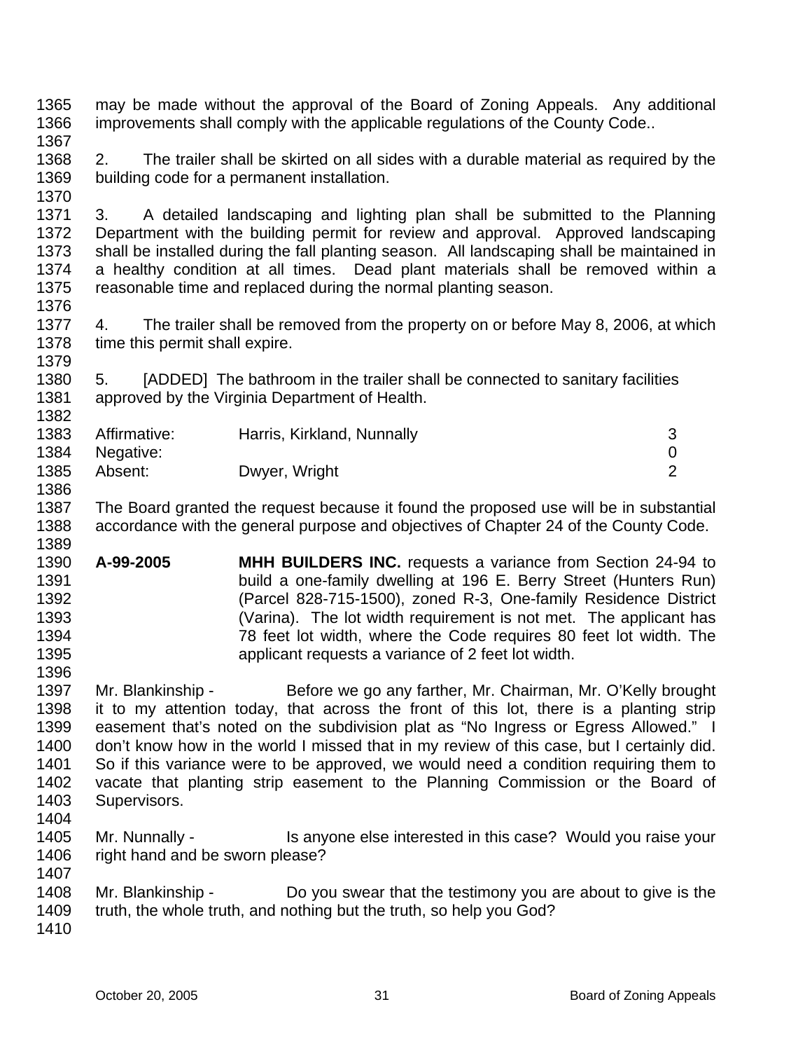may be made without the approval of the Board of Zoning Appeals. Any additional improvements shall comply with the applicable regulations of the County Code..

2. The trailer shall be skirted on all sides with a durable material as required by the building code for a permanent installation.

3. A detailed landscaping and lighting plan shall be submitted to the Planning Department with the building permit for review and approval. Approved landscaping shall be installed during the fall planting season. All landscaping shall be maintained in a healthy condition at all times. Dead plant materials shall be removed within a reasonable time and replaced during the normal planting season.

4. The trailer shall be removed from the property on or before May 8, 2006, at which time this permit shall expire.

5. [ADDED] The bathroom in the trailer shall be connected to sanitary facilities approved by the Virginia Department of Health.

| | | |
|---|---|---|
| Affirmative: | Harris, Kirkland, Nunnally | 3 |
| Negative: | | 0 |
| Absent: | Dwyer, Wright | 2 |

The Board granted the request because it found the proposed use will be in substantial accordance with the general purpose and objectives of Chapter 24 of the County Code.

**A-99-2005** **MHH BUILDERS INC.** requests a variance from Section 24-94 to build a one-family dwelling at 196 E. Berry Street (Hunters Run) (Parcel 828-715-1500), zoned R-3, One-family Residence District (Varina). The lot width requirement is not met. The applicant has 78 feet lot width, where the Code requires 80 feet lot width. The applicant requests a variance of 2 feet lot width.

Mr. Blankinship - Before we go any farther, Mr. Chairman, Mr. O'Kelly brought it to my attention today, that across the front of this lot, there is a planting strip easement that's noted on the subdivision plat as "No Ingress or Egress Allowed." I don't know how in the world I missed that in my review of this case, but I certainly did. So if this variance were to be approved, we would need a condition requiring them to vacate that planting strip easement to the Planning Commission or the Board of Supervisors.

Mr. Nunnally - Is anyone else interested in this case? Would you raise your right hand and be sworn please?

Mr. Blankinship - Do you swear that the testimony you are about to give is the truth, the whole truth, and nothing but the truth, so help you God?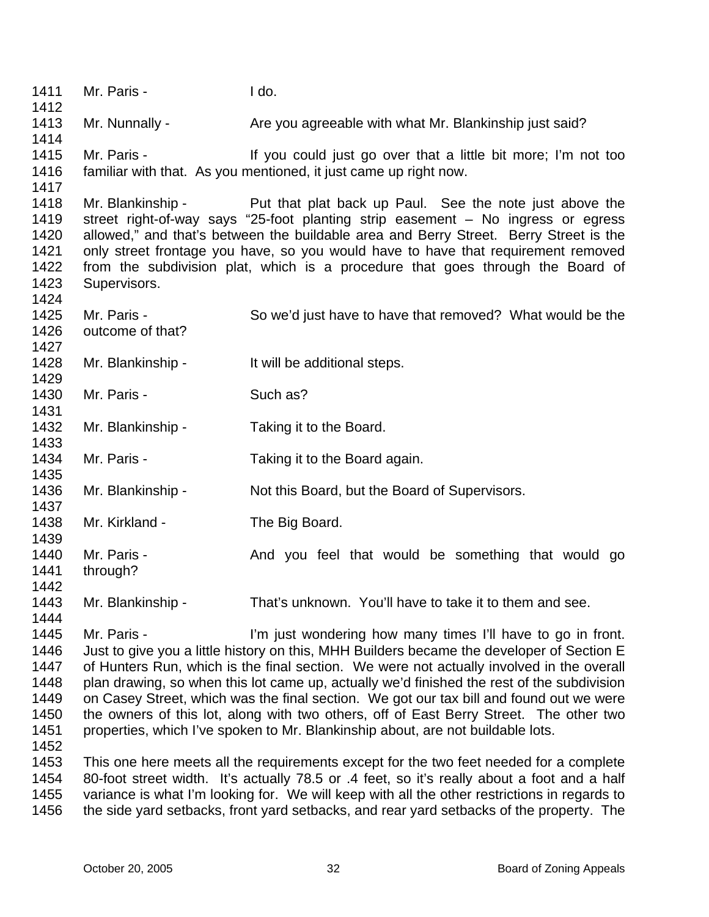Mr. Paris - I do.

Mr. Nunnally - Are you agreeable with what Mr. Blankinship just said?

Mr. Paris - If you could just go over that a little bit more; I'm not too familiar with that. As you mentioned, it just came up right now.

Mr. Blankinship - Put that plat back up Paul. See the note just above the street right-of-way says "25-foot planting strip easement – No ingress or egress allowed," and that's between the buildable area and Berry Street. Berry Street is the only street frontage you have, so you would have to have that requirement removed from the subdivision plat, which is a procedure that goes through the Board of Supervisors.

Mr. Paris - So we'd just have to have that removed? What would be the outcome of that?

Mr. Blankinship - It will be additional steps.

Mr. Paris - Such as?

Mr. Blankinship - Taking it to the Board.

Mr. Paris - Taking it to the Board again.

Mr. Blankinship - Not this Board, but the Board of Supervisors.

Mr. Kirkland - The Big Board.

Mr. Paris - And you feel that would be something that would go through?

Mr. Blankinship - That's unknown. You'll have to take it to them and see.

Mr. Paris - I'm just wondering how many times I'll have to go in front. Just to give you a little history on this, MHH Builders became the developer of Section E of Hunters Run, which is the final section. We were not actually involved in the overall plan drawing, so when this lot came up, actually we'd finished the rest of the subdivision on Casey Street, which was the final section. We got our tax bill and found out we were the owners of this lot, along with two others, off of East Berry Street. The other two properties, which I've spoken to Mr. Blankinship about, are not buildable lots.

This one here meets all the requirements except for the two feet needed for a complete 80-foot street width. It's actually 78.5 or .4 feet, so it's really about a foot and a half variance is what I'm looking for. We will keep with all the other restrictions in regards to the side yard setbacks, front yard setbacks, and rear yard setbacks of the property. The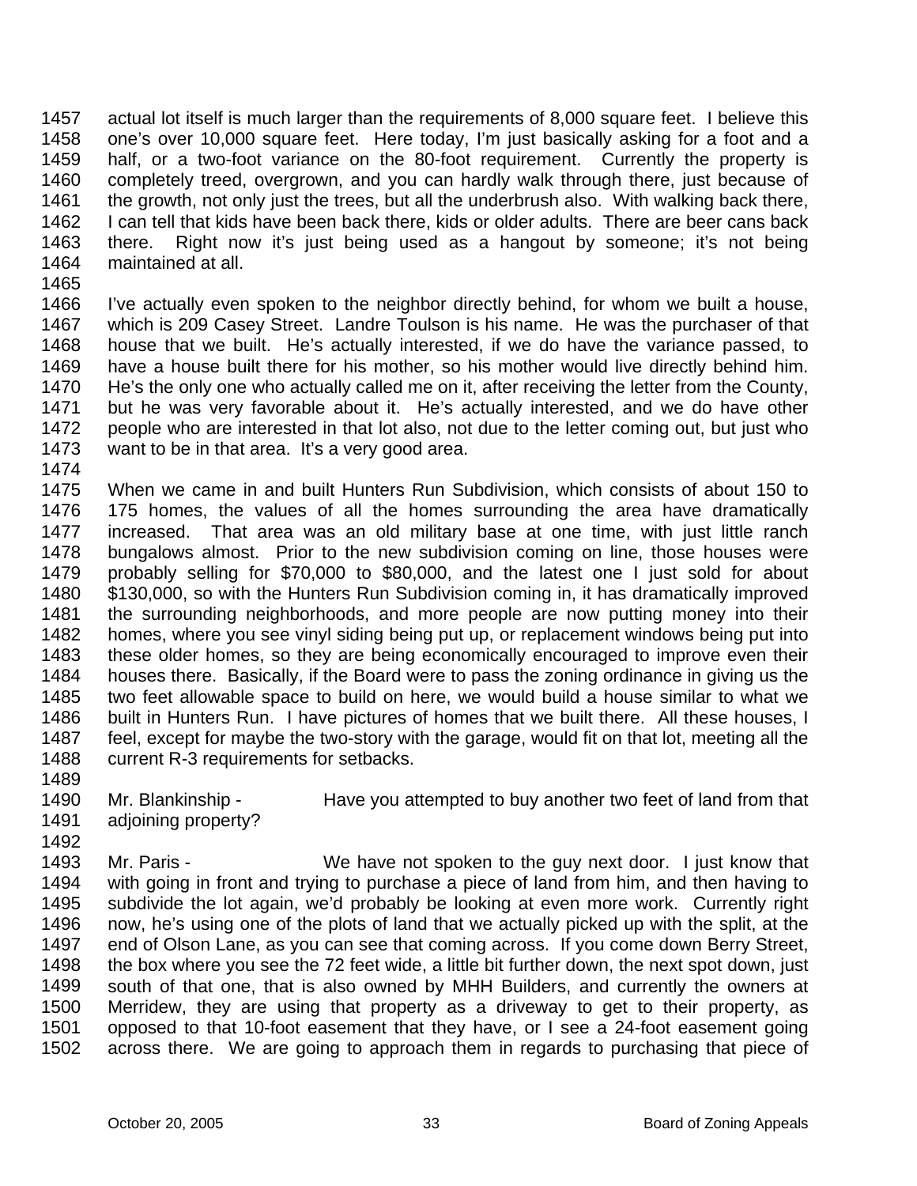actual lot itself is much larger than the requirements of 8,000 square feet. I believe this one's over 10,000 square feet. Here today, I'm just basically asking for a foot and a half, or a two-foot variance on the 80-foot requirement. Currently the property is completely treed, overgrown, and you can hardly walk through there, just because of the growth, not only just the trees, but all the underbrush also. With walking back there, I can tell that kids have been back there, kids or older adults. There are beer cans back there. Right now it's just being used as a hangout by someone; it's not being maintained at all.

I've actually even spoken to the neighbor directly behind, for whom we built a house, which is 209 Casey Street. Landre Toulson is his name. He was the purchaser of that house that we built. He's actually interested, if we do have the variance passed, to have a house built there for his mother, so his mother would live directly behind him. He's the only one who actually called me on it, after receiving the letter from the County, but he was very favorable about it. He's actually interested, and we do have other people who are interested in that lot also, not due to the letter coming out, but just who want to be in that area. It's a very good area.

When we came in and built Hunters Run Subdivision, which consists of about 150 to 175 homes, the values of all the homes surrounding the area have dramatically increased. That area was an old military base at one time, with just little ranch bungalows almost. Prior to the new subdivision coming on line, those houses were probably selling for $70,000 to $80,000, and the latest one I just sold for about $130,000, so with the Hunters Run Subdivision coming in, it has dramatically improved the surrounding neighborhoods, and more people are now putting money into their homes, where you see vinyl siding being put up, or replacement windows being put into these older homes, so they are being economically encouraged to improve even their houses there. Basically, if the Board were to pass the zoning ordinance in giving us the two feet allowable space to build on here, we would build a house similar to what we built in Hunters Run. I have pictures of homes that we built there. All these houses, I feel, except for maybe the two-story with the garage, would fit on that lot, meeting all the current R-3 requirements for setbacks.

Mr. Blankinship - Have you attempted to buy another two feet of land from that adjoining property?

Mr. Paris - We have not spoken to the guy next door. I just know that with going in front and trying to purchase a piece of land from him, and then having to subdivide the lot again, we'd probably be looking at even more work. Currently right now, he's using one of the plots of land that we actually picked up with the split, at the end of Olson Lane, as you can see that coming across. If you come down Berry Street, the box where you see the 72 feet wide, a little bit further down, the next spot down, just south of that one, that is also owned by MHH Builders, and currently the owners at Merridew, they are using that property as a driveway to get to their property, as opposed to that 10-foot easement that they have, or I see a 24-foot easement going across there. We are going to approach them in regards to purchasing that piece of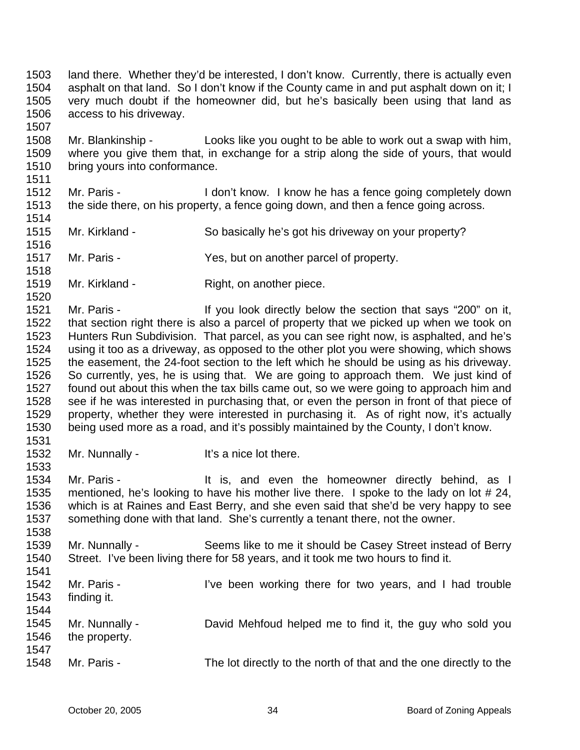land there. Whether they'd be interested, I don't know. Currently, there is actually even asphalt on that land. So I don't know if the County came in and put asphalt down on it; I very much doubt if the homeowner did, but he's basically been using that land as access to his driveway.

Mr. Blankinship - Looks like you ought to be able to work out a swap with him, where you give them that, in exchange for a strip along the side of yours, that would bring yours into conformance.

Mr. Paris - I don't know. I know he has a fence going completely down the side there, on his property, a fence going down, and then a fence going across.

Mr. Kirkland - So basically he's got his driveway on your property?

Mr. Paris - Yes, but on another parcel of property.

Mr. Kirkland - Right, on another piece.

Mr. Paris - If you look directly below the section that says "200" on it, that section right there is also a parcel of property that we picked up when we took on Hunters Run Subdivision. That parcel, as you can see right now, is asphalted, and he's using it too as a driveway, as opposed to the other plot you were showing, which shows the easement, the 24-foot section to the left which he should be using as his driveway. So currently, yes, he is using that. We are going to approach them. We just kind of found out about this when the tax bills came out, so we were going to approach him and see if he was interested in purchasing that, or even the person in front of that piece of property, whether they were interested in purchasing it. As of right now, it's actually being used more as a road, and it's possibly maintained by the County, I don't know.

Mr. Nunnally - It's a nice lot there.

Mr. Paris - It is, and even the homeowner directly behind, as I mentioned, he's looking to have his mother live there. I spoke to the lady on lot # 24, which is at Raines and East Berry, and she even said that she'd be very happy to see something done with that land. She's currently a tenant there, not the owner.

Mr. Nunnally - Seems like to me it should be Casey Street instead of Berry Street. I've been living there for 58 years, and it took me two hours to find it.

Mr. Paris - I've been working there for two years, and I had trouble finding it.

Mr. Nunnally - David Mehfoud helped me to find it, the guy who sold you the property.

Mr. Paris - The lot directly to the north of that and the one directly to the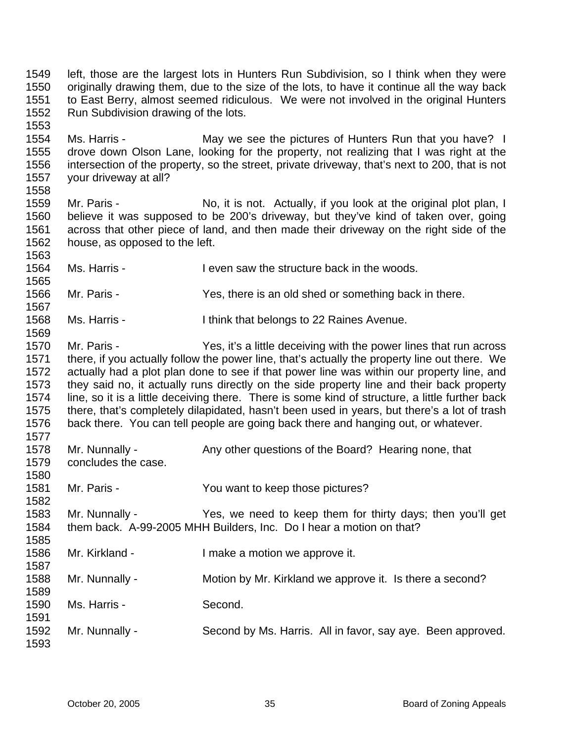1549 left, those are the largest lots in Hunters Run Subdivision, so I think when they were
1550 originally drawing them, due to the size of the lots, to have it continue all the way back
1551 to East Berry, almost seemed ridiculous. We were not involved in the original Hunters
1552 Run Subdivision drawing of the lots.
1553
1554 Ms. Harris - May we see the pictures of Hunters Run that you have? I
1555 drove down Olson Lane, looking for the property, not realizing that I was right at the
1556 intersection of the property, so the street, private driveway, that's next to 200, that is not
1557 your driveway at all?
1558
1559 Mr. Paris - No, it is not. Actually, if you look at the original plot plan, I
1560 believe it was supposed to be 200's driveway, but they've kind of taken over, going
1561 across that other piece of land, and then made their driveway on the right side of the
1562 house, as opposed to the left.
1563
1564 Ms. Harris - I even saw the structure back in the woods.
1565
1566 Mr. Paris - Yes, there is an old shed or something back in there.
1567
1568 Ms. Harris - I think that belongs to 22 Raines Avenue.
1569
1570 Mr. Paris - Yes, it's a little deceiving with the power lines that run across
1571 there, if you actually follow the power line, that's actually the property line out there. We
1572 actually had a plot plan done to see if that power line was within our property line, and
1573 they said no, it actually runs directly on the side property line and their back property
1574 line, so it is a little deceiving there. There is some kind of structure, a little further back
1575 there, that's completely dilapidated, hasn't been used in years, but there's a lot of trash
1576 back there. You can tell people are going back there and hanging out, or whatever.
1577
1578 Mr. Nunnally - Any other questions of the Board? Hearing none, that
1579 concludes the case.
1580
1581 Mr. Paris - You want to keep those pictures?
1582
1583 Mr. Nunnally - Yes, we need to keep them for thirty days; then you'll get
1584 them back. A-99-2005 MHH Builders, Inc. Do I hear a motion on that?
1585
1586 Mr. Kirkland - I make a motion we approve it.
1587
1588 Mr. Nunnally - Motion by Mr. Kirkland we approve it. Is there a second?
1589
1590 Ms. Harris - Second.
1591
1592 Mr. Nunnally - Second by Ms. Harris. All in favor, say aye. Been approved.
1593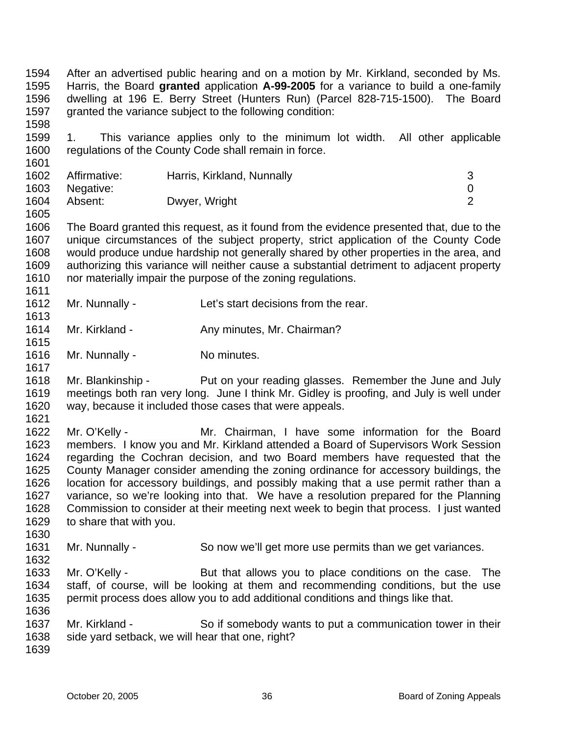After an advertised public hearing and on a motion by Mr. Kirkland, seconded by Ms. Harris, the Board **granted** application **A-99-2005** for a variance to build a one-family dwelling at 196 E. Berry Street (Hunters Run) (Parcel 828-715-1500). The Board granted the variance subject to the following condition:

1. This variance applies only to the minimum lot width. All other applicable regulations of the County Code shall remain in force.

| | | |
|---|---|---|
| Affirmative: | Harris, Kirkland, Nunnally | 3 |
| Negative: | | 0 |
| Absent: | Dwyer, Wright | 2 |

The Board granted this request, as it found from the evidence presented that, due to the unique circumstances of the subject property, strict application of the County Code would produce undue hardship not generally shared by other properties in the area, and authorizing this variance will neither cause a substantial detriment to adjacent property nor materially impair the purpose of the zoning regulations.

Mr. Nunnally - Let's start decisions from the rear.

Mr. Kirkland - Any minutes, Mr. Chairman?

Mr. Nunnally - No minutes.

Mr. Blankinship - Put on your reading glasses. Remember the June and July meetings both ran very long. June I think Mr. Gidley is proofing, and July is well under way, because it included those cases that were appeals.

Mr. O'Kelly - Mr. Chairman, I have some information for the Board members. I know you and Mr. Kirkland attended a Board of Supervisors Work Session regarding the Cochran decision, and two Board members have requested that the County Manager consider amending the zoning ordinance for accessory buildings, the location for accessory buildings, and possibly making that a use permit rather than a variance, so we're looking into that. We have a resolution prepared for the Planning Commission to consider at their meeting next week to begin that process. I just wanted to share that with you.

Mr. Nunnally - So now we'll get more use permits than we get variances.

Mr. O'Kelly - But that allows you to place conditions on the case. The staff, of course, will be looking at them and recommending conditions, but the use permit process does allow you to add additional conditions and things like that.

Mr. Kirkland - So if somebody wants to put a communication tower in their side yard setback, we will hear that one, right?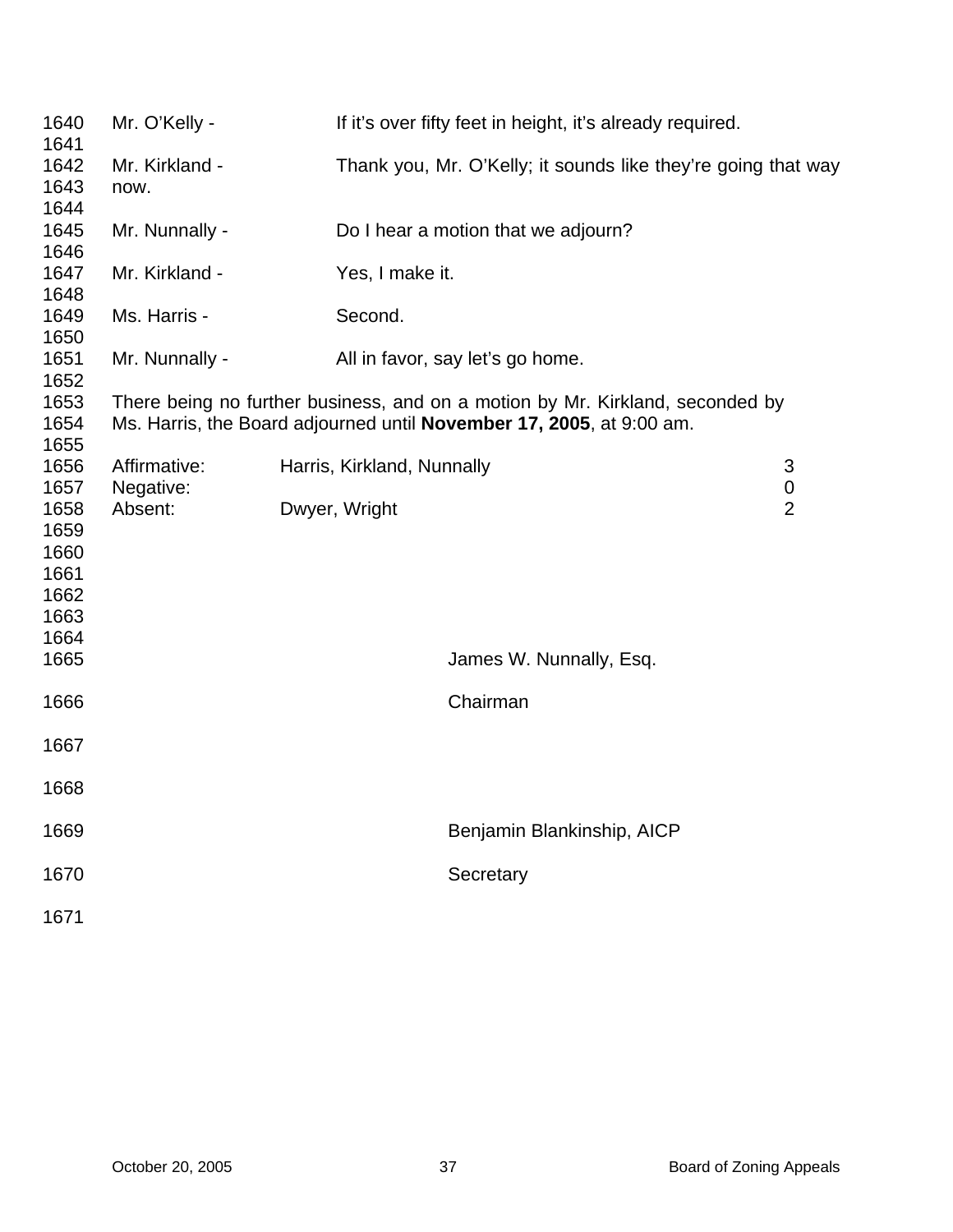1640 Mr. O'Kelly - If it's over fifty feet in height, it's already required.
1641
1642 Mr. Kirkland - Thank you, Mr. O'Kelly; it sounds like they're going that way
1643 now.
1644
1645 Mr. Nunnally - Do I hear a motion that we adjourn?
1646
1647 Mr. Kirkland - Yes, I make it.
1648
1649 Ms. Harris - Second.
1650
1651 Mr. Nunnally - All in favor, say let's go home.
1652
1653 There being no further business, and on a motion by Mr. Kirkland, seconded by
1654 Ms. Harris, the Board adjourned until **November 17, 2005**, at 9:00 am.
1655

| | | | |
|---|---|---|---|
| 1656 | Affirmative: | Harris, Kirkland, Nunnally | 3 |
| 1657 | Negative: | | 0 |
| 1658 | Absent: | Dwyer, Wright | 2 |

1659
1660
1661
1662
1663
1664
1665 James W. Nunnally, Esq.
1666 Chairman
1667
1668
1669 Benjamin Blankinship, AICP
1670 Secretary
1671